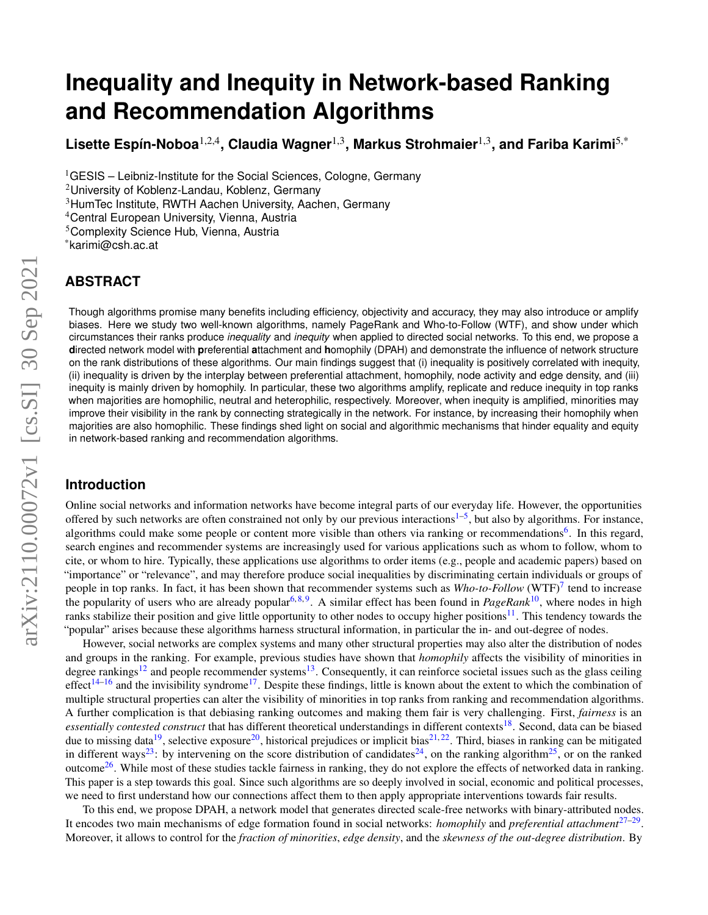# Inequality and Inequity in Network-based Ranking and Recommendation Algorithms

**Lisette Espín-Noboa[1,2,4], Claudia Wagner[1,3], Markus Strohmaier[1,3], and Fariba Karimi[5,*]**

[1]GESIS – Leibniz-Institute for the Social Sciences, Cologne, Germany
[2]University of Koblenz-Landau, Koblenz, Germany
[3]HumTec Institute, RWTH Aachen University, Aachen, Germany
[4]Central European University, Vienna, Austria
[5]Complexity Science Hub, Vienna, Austria
[*]karimi@csh.ac.at

## ABSTRACT

Though algorithms promise many benefits including efficiency, objectivity and accuracy, they may also introduce or amplify biases. Here we study two well-known algorithms, namely PageRank and Who-to-Follow (WTF), and show under which circumstances their ranks produce *inequality* and *inequity* when applied to directed social networks. To this end, we propose a **d**irected network model with **p**referential **a**ttachment and **h**omophily (DPAH) and demonstrate the influence of network structure on the rank distributions of these algorithms. Our main findings suggest that (i) inequality is positively correlated with inequity, (ii) inequality is driven by the interplay between preferential attachment, homophily, node activity and edge density, and (iii) inequity is mainly driven by homophily. In particular, these two algorithms amplify, replicate and reduce inequity in top ranks when majorities are homophilic, neutral and heterophilic, respectively. Moreover, when inequity is amplified, minorities may improve their visibility in the rank by connecting strategically in the network. For instance, by increasing their homophily when majorities are also homophilic. These findings shed light on social and algorithmic mechanisms that hinder equality and equity in network-based ranking and recommendation algorithms.

## Introduction

Online social networks and information networks have become integral parts of our everyday life. However, the opportunities offered by such networks are often constrained not only by our previous interactions[1–5], but also by algorithms. For instance, algorithms could make some people or content more visible than others via ranking or recommendations[6]. In this regard, search engines and recommender systems are increasingly used for various applications such as whom to follow, whom to cite, or whom to hire. Typically, these applications use algorithms to order items (e.g., people and academic papers) based on "importance" or "relevance", and may therefore produce social inequalities by discriminating certain individuals or groups of people in top ranks. In fact, it has been shown that recommender systems such as *Who-to-Follow* (WTF)[7] tend to increase the popularity of users who are already popular[6,8,9]. A similar effect has been found in *PageRank*[10], where nodes in high ranks stabilize their position and give little opportunity to other nodes to occupy higher positions[11]. This tendency towards the "popular" arises because these algorithms harness structural information, in particular the in- and out-degree of nodes.

However, social networks are complex systems and many other structural properties may also alter the distribution of nodes and groups in the ranking. For example, previous studies have shown that *homophily* affects the visibility of minorities in degree rankings[12] and people recommender systems[13]. Consequently, it can reinforce societal issues such as the glass ceiling effect[14–16] and the invisibility syndrome[17]. Despite these findings, little is known about the extent to which the combination of multiple structural properties can alter the visibility of minorities in top ranks from ranking and recommendation algorithms. A further complication is that debiasing ranking outcomes and making them fair is very challenging. First, *fairness* is an *essentially contested construct* that has different theoretical understandings in different contexts[18]. Second, data can be biased due to missing data[19], selective exposure[20], historical prejudices or implicit bias[21,22]. Third, biases in ranking can be mitigated in different ways[23]: by intervening on the score distribution of candidates[24], on the ranking algorithm[25], or on the ranked outcome[26]. While most of these studies tackle fairness in ranking, they do not explore the effects of networked data in ranking. This paper is a step towards this goal. Since such algorithms are so deeply involved in social, economic and political processes, we need to first understand how our connections affect them to then apply appropriate interventions towards fair results.

To this end, we propose DPAH, a network model that generates directed scale-free networks with binary-attributed nodes. It encodes two main mechanisms of edge formation found in social networks: *homophily* and *preferential attachment*[27–29]. Moreover, it allows to control for the *fraction of minorities*, *edge density*, and the *skewness of the out-degree distribution*. By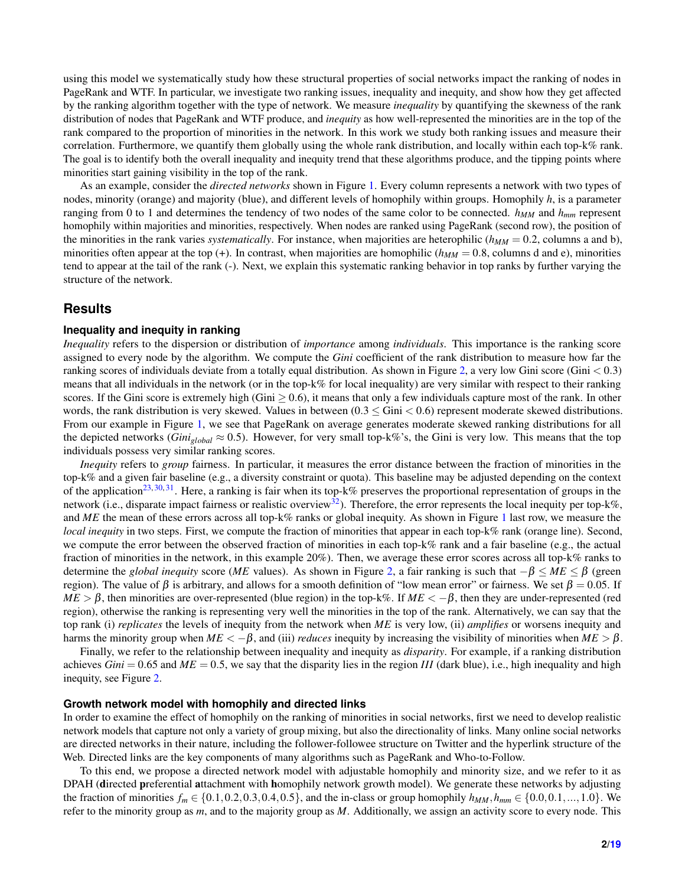using this model we systematically study how these structural properties of social networks impact the ranking of nodes in PageRank and WTF. In particular, we investigate two ranking issues, inequality and inequity, and show how they get affected by the ranking algorithm together with the type of network. We measure *inequality* by quantifying the skewness of the rank distribution of nodes that PageRank and WTF produce, and *inequity* as how well-represented the minorities are in the top of the rank compared to the proportion of minorities in the network. In this work we study both ranking issues and measure their correlation. Furthermore, we quantify them globally using the whole rank distribution, and locally within each top-k% rank. The goal is to identify both the overall inequality and inequity trend that these algorithms produce, and the tipping points where minorities start gaining visibility in the top of the rank.

As an example, consider the *directed networks* shown in Figure 1. Every column represents a network with two types of nodes, minority (orange) and majority (blue), and different levels of homophily within groups. Homophily $h$, is a parameter ranging from 0 to 1 and determines the tendency of two nodes of the same color to be connected. $h_{MM}$ and $h_{mm}$ represent homophily within majorities and minorities, respectively. When nodes are ranked using PageRank (second row), the position of the minorities in the rank varies *systematically*. For instance, when majorities are heterophilic ($h_{MM} = 0.2$, columns a and b), minorities often appear at the top (+). In contrast, when majorities are homophilic ($h_{MM} = 0.8$, columns d and e), minorities tend to appear at the tail of the rank (-). Next, we explain this systematic ranking behavior in top ranks by further varying the structure of the network.

## Results

### Inequality and inequity in ranking

*Inequality* refers to the dispersion or distribution of *importance* among *individuals*. This importance is the ranking score assigned to every node by the algorithm. We compute the *Gini* coefficient of the rank distribution to measure how far the ranking scores of individuals deviate from a totally equal distribution. As shown in Figure 2, a very low Gini score (Gini $< 0.3$) means that all individuals in the network (or in the top-k% for local inequality) are very similar with respect to their ranking scores. If the Gini score is extremely high (Gini $\geq 0.6$), it means that only a few individuals capture most of the rank. In other words, the rank distribution is very skewed. Values in between ($0.3 \leq$ Gini $< 0.6$) represent moderate skewed distributions. From our example in Figure 1, we see that PageRank on average generates moderate skewed ranking distributions for all the depicted networks ($Gini_{global} \approx 0.5$). However, for very small top-k%'s, the Gini is very low. This means that the top individuals possess very similar ranking scores.

*Inequity* refers to *group* fairness. In particular, it measures the error distance between the fraction of minorities in the top-k% and a given fair baseline (e.g., a diversity constraint or quota). This baseline may be adjusted depending on the context of the application[23,30,31]. Here, a ranking is fair when its top-k% preserves the proportional representation of groups in the network (i.e., disparate impact fairness or realistic overview[32]). Therefore, the error represents the local inequity per top-k%, and $ME$ the mean of these errors across all top-k% ranks or global inequity. As shown in Figure 1 last row, we measure the *local inequity* in two steps. First, we compute the fraction of minorities that appear in each top-k% rank (orange line). Second, we compute the error between the observed fraction of minorities in each top-k% rank and a fair baseline (e.g., the actual fraction of minorities in the network, in this example 20%). Then, we average these error scores across all top-k% ranks to determine the *global inequity* score ($ME$ values). As shown in Figure 2, a fair ranking is such that $-\beta \leq ME \leq \beta$ (green region). The value of $\beta$ is arbitrary, and allows for a smooth definition of "low mean error" or fairness. We set $\beta = 0.05$. If $ME > \beta$, then minorities are over-represented (blue region) in the top-k%. If $ME < -\beta$, then they are under-represented (red region), otherwise the ranking is representing very well the minorities in the top of the rank. Alternatively, we can say that the top rank (i) *replicates* the levels of inequity from the network when $ME$ is very low, (ii) *amplifies* or worsens inequity and harms the minority group when $ME < -\beta$, and (iii) *reduces* inequity by increasing the visibility of minorities when $ME > \beta$.

Finally, we refer to the relationship between inequality and inequity as *disparity*. For example, if a ranking distribution achieves $Gini = 0.65$ and $ME = 0.5$, we say that the disparity lies in the region *III* (dark blue), i.e., high inequality and high inequity, see Figure 2.

### Growth network model with homophily and directed links

In order to examine the effect of homophily on the ranking of minorities in social networks, first we need to develop realistic network models that capture not only a variety of group mixing, but also the directionality of links. Many online social networks are directed networks in their nature, including the follower-followee structure on Twitter and the hyperlink structure of the Web. Directed links are the key components of many algorithms such as PageRank and Who-to-Follow.

To this end, we propose a directed network model with adjustable homophily and minority size, and we refer to it as DPAH (**d**irected **p**referential **a**ttachment with **h**omophily network growth model). We generate these networks by adjusting the fraction of minorities $f_m \in \{0.1, 0.2, 0.3, 0.4, 0.5\}$, and the in-class or group homophily $h_{MM}, h_{mm} \in \{0.0, 0.1, ..., 1.0\}$. We refer to the minority group as $m$, and to the majority group as $M$. Additionally, we assign an activity score to every node. This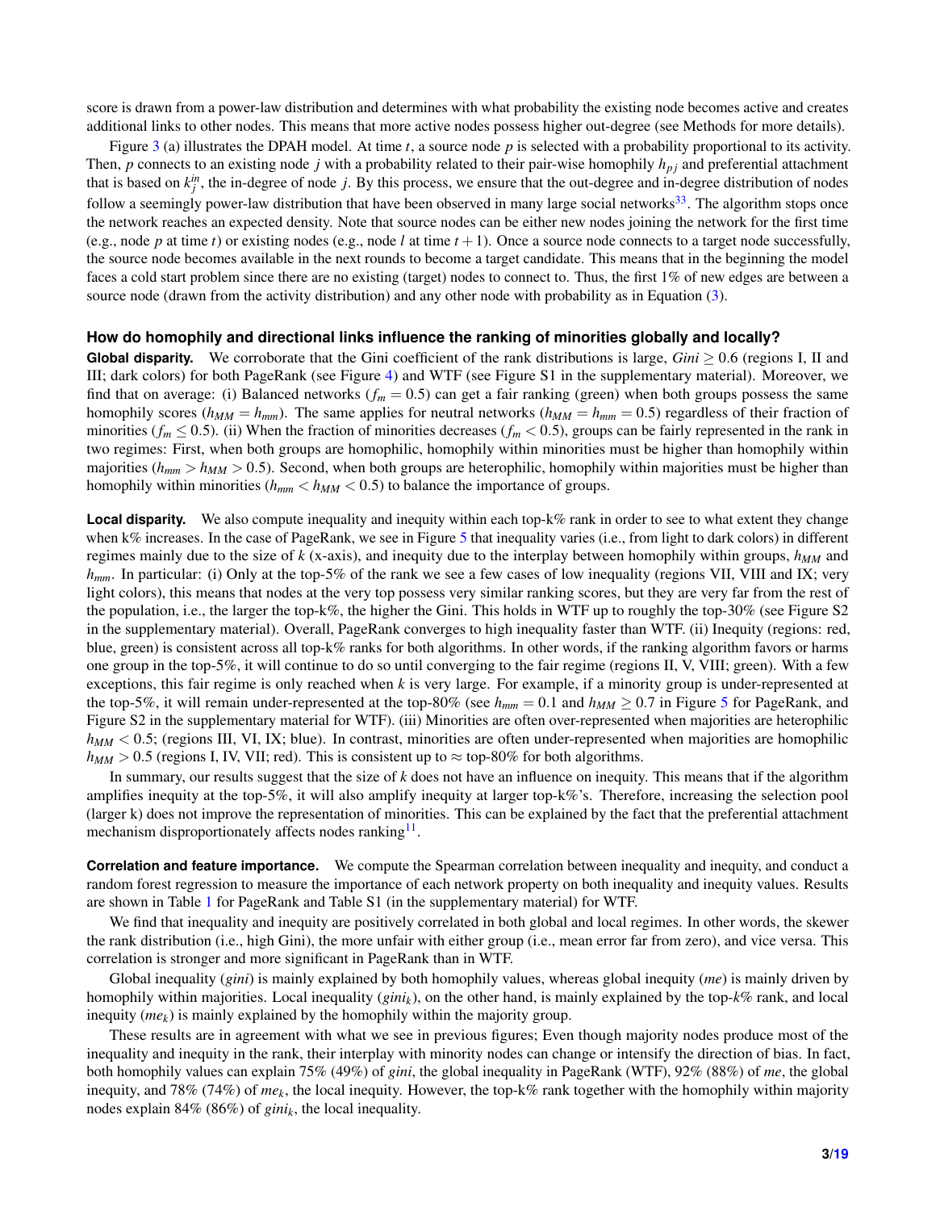score is drawn from a power-law distribution and determines with what probability the existing node becomes active and creates additional links to other nodes. This means that more active nodes possess higher out-degree (see Methods for more details).

Figure 3 (a) illustrates the DPAH model. At time $t$, a source node $p$ is selected with a probability proportional to its activity. Then, $p$ connects to an existing node $j$ with a probability related to their pair-wise homophily $h_{pj}$ and preferential attachment that is based on $k_j^{in}$, the in-degree of node $j$. By this process, we ensure that the out-degree and in-degree distribution of nodes follow a seemingly power-law distribution that have been observed in many large social networks[33]. The algorithm stops once the network reaches an expected density. Note that source nodes can be either new nodes joining the network for the first time (e.g., node $p$ at time $t$) or existing nodes (e.g., node $l$ at time $t+1$). Once a source node connects to a target node successfully, the source node becomes available in the next rounds to become a target candidate. This means that in the beginning the model faces a cold start problem since there are no existing (target) nodes to connect to. Thus, the first 1% of new edges are between a source node (drawn from the activity distribution) and any other node with probability as in Equation (3).

### How do homophily and directional links influence the ranking of minorities globally and locally?

**Global disparity.** We corroborate that the Gini coefficient of the rank distributions is large, $Gini \geq 0.6$ (regions I, II and III; dark colors) for both PageRank (see Figure 4) and WTF (see Figure S1 in the supplementary material). Moreover, we find that on average: (i) Balanced networks ($f_m = 0.5$) can get a fair ranking (green) when both groups possess the same homophily scores ($h_{MM} = h_{mm}$). The same applies for neutral networks ($h_{MM} = h_{mm} = 0.5$) regardless of their fraction of minorities ($f_m \leq 0.5$). (ii) When the fraction of minorities decreases ($f_m < 0.5$), groups can be fairly represented in the rank in two regimes: First, when both groups are homophilic, homophily within minorities must be higher than homophily within majorities ($h_{mm} > h_{MM} > 0.5$). Second, when both groups are heterophilic, homophily within majorities must be higher than homophily within minorities ($h_{mm} < h_{MM} < 0.5$) to balance the importance of groups.

**Local disparity.** We also compute inequality and inequity within each top-k% rank in order to see to what extent they change when k% increases. In the case of PageRank, we see in Figure 5 that inequality varies (i.e., from light to dark colors) in different regimes mainly due to the size of $k$ (x-axis), and inequity due to the interplay between homophily within groups, $h_{MM}$ and $h_{mm}$. In particular: (i) Only at the top-5% of the rank we see a few cases of low inequality (regions VII, VIII and IX; very light colors), this means that nodes at the very top possess very similar ranking scores, but they are very far from the rest of the population, i.e., the larger the top-k%, the higher the Gini. This holds in WTF up to roughly the top-30% (see Figure S2 in the supplementary material). Overall, PageRank converges to high inequality faster than WTF. (ii) Inequity (regions: red, blue, green) is consistent across all top-k% ranks for both algorithms. In other words, if the ranking algorithm favors or harms one group in the top-5%, it will continue to do so until converging to the fair regime (regions II, V, VIII; green). With a few exceptions, this fair regime is only reached when $k$ is very large. For example, if a minority group is under-represented at the top-5%, it will remain under-represented at the top-80% (see $h_{mm} = 0.1$ and $h_{MM} \geq 0.7$ in Figure 5 for PageRank, and Figure S2 in the supplementary material for WTF). (iii) Minorities are often over-represented when majorities are heterophilic $h_{MM} < 0.5$; (regions III, VI, IX; blue). In contrast, minorities are often under-represented when majorities are homophilic $h_{MM} > 0.5$ (regions I, IV, VII; red). This is consistent up to $\approx$ top-80% for both algorithms.

In summary, our results suggest that the size of $k$ does not have an influence on inequity. This means that if the algorithm amplifies inequity at the top-5%, it will also amplify inequity at larger top-k%'s. Therefore, increasing the selection pool (larger k) does not improve the representation of minorities. This can be explained by the fact that the preferential attachment mechanism disproportionately affects nodes ranking[11].

**Correlation and feature importance.** We compute the Spearman correlation between inequality and inequity, and conduct a random forest regression to measure the importance of each network property on both inequality and inequity values. Results are shown in Table 1 for PageRank and Table S1 (in the supplementary material) for WTF.

We find that inequality and inequity are positively correlated in both global and local regimes. In other words, the skewer the rank distribution (i.e., high Gini), the more unfair with either group (i.e., mean error far from zero), and vice versa. This correlation is stronger and more significant in PageRank than in WTF.

Global inequality (*gini*) is mainly explained by both homophily values, whereas global inequity (*me*) is mainly driven by homophily within majorities. Local inequality ($gini_k$), on the other hand, is mainly explained by the top-$k$% rank, and local inequity ($me_k$) is mainly explained by the homophily within the majority group.

These results are in agreement with what we see in previous figures; Even though majority nodes produce most of the inequality and inequity in the rank, their interplay with minority nodes can change or intensify the direction of bias. In fact, both homophily values can explain 75% (49%) of *gini*, the global inequality in PageRank (WTF), 92% (88%) of *me*, the global inequity, and 78% (74%) of $me_k$, the local inequity. However, the top-k% rank together with the homophily within majority nodes explain 84% (86%) of $gini_k$, the local inequality.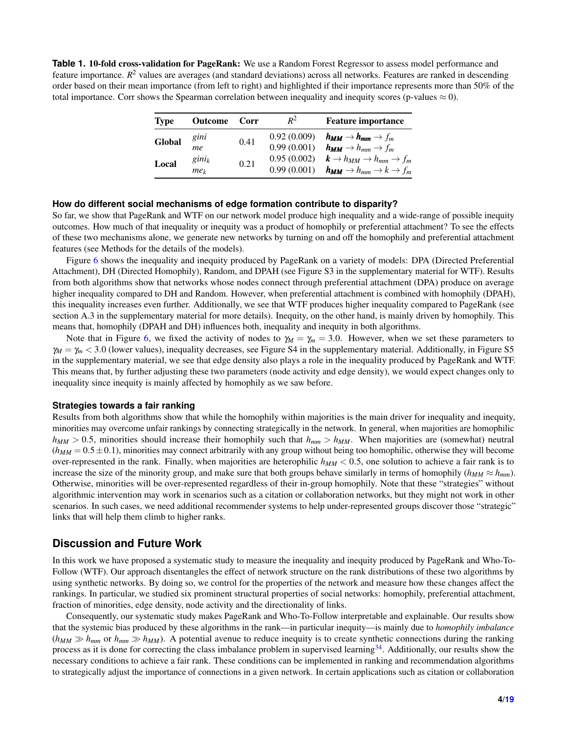**Table 1. 10-fold cross-validation for PageRank:** We use a Random Forest Regressor to assess model performance and feature importance. $R^2$ values are averages (and standard deviations) across all networks. Features are ranked in descending order based on their mean importance (from left to right) and highlighted if their importance represents more than 50% of the total importance. Corr shows the Spearman correlation between inequality and inequity scores (p-values $\approx 0$).

| Type | Outcome | Corr | $R^2$ | Feature importance |
|---|---|---|---|---|
| **Global** | $gini$ | 0.41 | 0.92 (0.009) | $\boldsymbol{h_{MM}} \rightarrow \boldsymbol{h_{mm}} \rightarrow f_m$ |
| | $me$ | | 0.99 (0.001) | $\boldsymbol{h_{MM}} \rightarrow h_{mm} \rightarrow f_m$ |
| **Local** | $gini_k$ | 0.21 | 0.95 (0.002) | $\boldsymbol{k} \rightarrow h_{MM} \rightarrow h_{mm} \rightarrow f_m$ |
| | $me_k$ | | 0.99 (0.001) | $\boldsymbol{h_{MM}} \rightarrow h_{mm} \rightarrow k \rightarrow f_m$ |

### How do different social mechanisms of edge formation contribute to disparity?

So far, we show that PageRank and WTF on our network model produce high inequality and a wide-range of possible inequity outcomes. How much of that inequality or inequity was a product of homophily or preferential attachment? To see the effects of these two mechanisms alone, we generate new networks by turning on and off the homophily and preferential attachment features (see Methods for the details of the models).

Figure 6 shows the inequality and inequity produced by PageRank on a variety of models: DPA (Directed Preferential Attachment), DH (Directed Homophily), Random, and DPAH (see Figure S3 in the supplementary material for WTF). Results from both algorithms show that networks whose nodes connect through preferential attachment (DPA) produce on average higher inequality compared to DH and Random. However, when preferential attachment is combined with homophily (DPAH), this inequality increases even further. Additionally, we see that WTF produces higher inequality compared to PageRank (see section A.3 in the supplementary material for more details). Inequity, on the other hand, is mainly driven by homophily. This means that, homophily (DPAH and DH) influences both, inequality and inequity in both algorithms.

Note that in Figure 6, we fixed the activity of nodes to $\gamma_M = \gamma_m = 3.0$. However, when we set these parameters to $\gamma_M = \gamma_m < 3.0$ (lower values), inequality decreases, see Figure S4 in the supplementary material. Additionally, in Figure S5 in the supplementary material, we see that edge density also plays a role in the inequality produced by PageRank and WTF. This means that, by further adjusting these two parameters (node activity and edge density), we would expect changes only to inequality since inequity is mainly affected by homophily as we saw before.

### Strategies towards a fair ranking

Results from both algorithms show that while the homophily within majorities is the main driver for inequality and inequity, minorities may overcome unfair rankings by connecting strategically in the network. In general, when majorities are homophilic $h_{MM} > 0.5$, minorities should increase their homophily such that $h_{mm} > h_{MM}$. When majorities are (somewhat) neutral ($h_{MM} = 0.5 \pm 0.1$), minorities may connect arbitrarily with any group without being too homophilic, otherwise they will become over-represented in the rank. Finally, when majorities are heterophilic $h_{MM} < 0.5$, one solution to achieve a fair rank is to increase the size of the minority group, and make sure that both groups behave similarly in terms of homophily ($h_{MM} \approx h_{mm}$). Otherwise, minorities will be over-represented regardless of their in-group homophily. Note that these "strategies" without algorithmic intervention may work in scenarios such as a citation or collaboration networks, but they might not work in other scenarios. In such cases, we need additional recommender systems to help under-represented groups discover those "strategic" links that will help them climb to higher ranks.

## Discussion and Future Work

In this work we have proposed a systematic study to measure the inequality and inequity produced by PageRank and Who-To-Follow (WTF). Our approach disentangles the effect of network structure on the rank distributions of these two algorithms by using synthetic networks. By doing so, we control for the properties of the network and measure how these changes affect the rankings. In particular, we studied six prominent structural properties of social networks: homophily, preferential attachment, fraction of minorities, edge density, node activity and the directionality of links.

Consequently, our systematic study makes PageRank and Who-To-Follow interpretable and explainable. Our results show that the systemic bias produced by these algorithms in the rank—in particular inequity—is mainly due to *homophily imbalance* ($h_{MM} \gg h_{mm}$ or $h_{mm} \gg h_{MM}$). A potential avenue to reduce inequity is to create synthetic connections during the ranking process as it is done for correcting the class imbalance problem in supervised learning[34]. Additionally, our results show the necessary conditions to achieve a fair rank. These conditions can be implemented in ranking and recommendation algorithms to strategically adjust the importance of connections in a given network. In certain applications such as citation or collaboration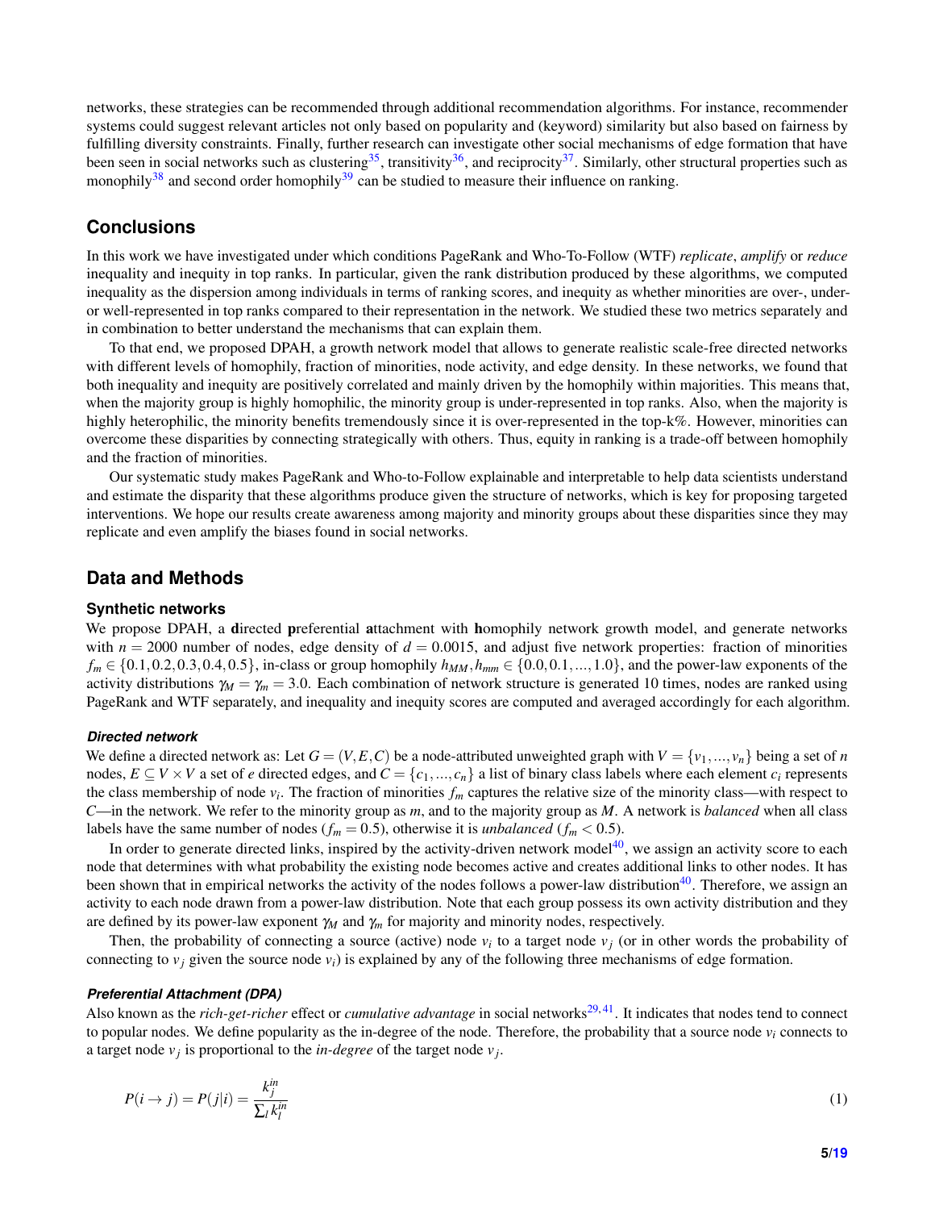networks, these strategies can be recommended through additional recommendation algorithms. For instance, recommender systems could suggest relevant articles not only based on popularity and (keyword) similarity but also based on fairness by fulfilling diversity constraints. Finally, further research can investigate other social mechanisms of edge formation that have been seen in social networks such as clustering[35], transitivity[36], and reciprocity[37]. Similarly, other structural properties such as monophily[38] and second order homophily[39] can be studied to measure their influence on ranking.

## Conclusions

In this work we have investigated under which conditions PageRank and Who-To-Follow (WTF) *replicate*, *amplify* or *reduce* inequality and inequity in top ranks. In particular, given the rank distribution produced by these algorithms, we computed inequality as the dispersion among individuals in terms of ranking scores, and inequity as whether minorities are over-, under- or well-represented in top ranks compared to their representation in the network. We studied these two metrics separately and in combination to better understand the mechanisms that can explain them.

To that end, we proposed DPAH, a growth network model that allows to generate realistic scale-free directed networks with different levels of homophily, fraction of minorities, node activity, and edge density. In these networks, we found that both inequality and inequity are positively correlated and mainly driven by the homophily within majorities. This means that, when the majority group is highly homophilic, the minority group is under-represented in top ranks. Also, when the majority is highly heterophilic, the minority benefits tremendously since it is over-represented in the top-k%. However, minorities can overcome these disparities by connecting strategically with others. Thus, equity in ranking is a trade-off between homophily and the fraction of minorities.

Our systematic study makes PageRank and Who-to-Follow explainable and interpretable to help data scientists understand and estimate the disparity that these algorithms produce given the structure of networks, which is key for proposing targeted interventions. We hope our results create awareness among majority and minority groups about these disparities since they may replicate and even amplify the biases found in social networks.

## Data and Methods

### Synthetic networks

We propose DPAH, a **d**irected **p**referential **a**ttachment with **h**omophily network growth model, and generate networks with $n = 2000$ number of nodes, edge density of $d = 0.0015$, and adjust five network properties: fraction of minorities $f_m \in \{0.1, 0.2, 0.3, 0.4, 0.5\}$, in-class or group homophily $h_{MM}, h_{mm} \in \{0.0, 0.1, ..., 1.0\}$, and the power-law exponents of the activity distributions $\gamma_M = \gamma_m = 3.0$. Each combination of network structure is generated 10 times, nodes are ranked using PageRank and WTF separately, and inequality and inequity scores are computed and averaged accordingly for each algorithm.

#### *Directed network*

We define a directed network as: Let $G = (V, E, C)$ be a node-attributed unweighted graph with $V = \{v_1, ..., v_n\}$ being a set of $n$ nodes, $E \subseteq V \times V$ a set of $e$ directed edges, and $C = \{c_1, ..., c_n\}$ a list of binary class labels where each element $c_i$ represents the class membership of node $v_i$. The fraction of minorities $f_m$ captures the relative size of the minority class—with respect to $C$—in the network. We refer to the minority group as $m$, and to the majority group as $M$. A network is *balanced* when all class labels have the same number of nodes ($f_m = 0.5$), otherwise it is *unbalanced* ($f_m < 0.5$).

In order to generate directed links, inspired by the activity-driven network model[40], we assign an activity score to each node that determines with what probability the existing node becomes active and creates additional links to other nodes. It has been shown that in empirical networks the activity of the nodes follows a power-law distribution[40]. Therefore, we assign an activity to each node drawn from a power-law distribution. Note that each group possess its own activity distribution and they are defined by its power-law exponent $\gamma_M$ and $\gamma_m$ for majority and minority nodes, respectively.

Then, the probability of connecting a source (active) node $v_i$ to a target node $v_j$ (or in other words the probability of connecting to $v_j$ given the source node $v_i$) is explained by any of the following three mechanisms of edge formation.

#### *Preferential Attachment (DPA)*

Also known as the *rich-get-richer* effect or *cumulative advantage* in social networks[29,41]. It indicates that nodes tend to connect to popular nodes. We define popularity as the in-degree of the node. Therefore, the probability that a source node $v_i$ connects to a target node $v_j$ is proportional to the *in-degree* of the target node $v_j$.

$$P(i \rightarrow j) = P(j|i) = \frac{k_j^{in}}{\sum_l k_l^{in}} \tag{1}$$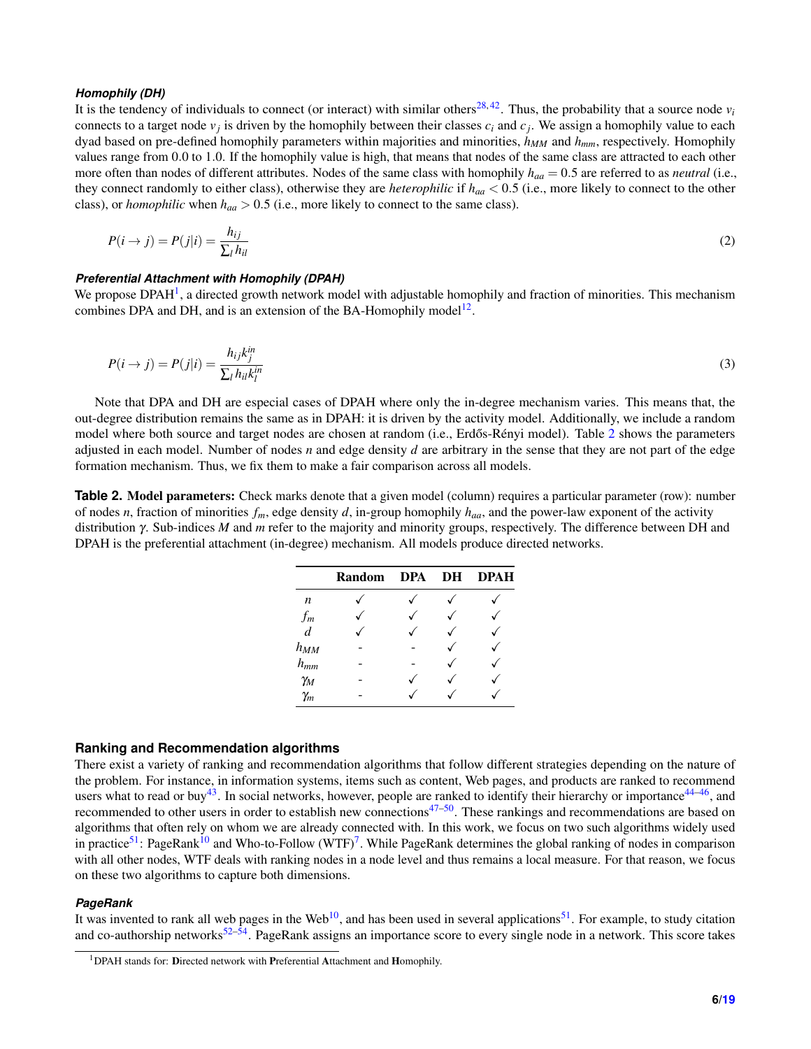#### *Homophily (DH)*

It is the tendency of individuals to connect (or interact) with similar others[28,42]. Thus, the probability that a source node $v_i$ connects to a target node $v_j$ is driven by the homophily between their classes $c_i$ and $c_j$. We assign a homophily value to each dyad based on pre-defined homophily parameters within majorities and minorities, $h_{MM}$ and $h_{mm}$, respectively. Homophily values range from 0.0 to 1.0. If the homophily value is high, that means that nodes of the same class are attracted to each other more often than nodes of different attributes. Nodes of the same class with homophily $h_{aa} = 0.5$ are referred to as *neutral* (i.e., they connect randomly to either class), otherwise they are *heterophilic* if $h_{aa} < 0.5$ (i.e., more likely to connect to the other class), or *homophilic* when $h_{aa} > 0.5$ (i.e., more likely to connect to the same class).

$$P(i \rightarrow j) = P(j|i) = \frac{h_{ij}}{\sum_l h_{il}} \tag{2}$$

#### *Preferential Attachment with Homophily (DPAH)*

We propose DPAH[1], a directed growth network model with adjustable homophily and fraction of minorities. This mechanism combines DPA and DH, and is an extension of the BA-Homophily model[12].

$$P(i \rightarrow j) = P(j|i) = \frac{h_{ij}k_j^{in}}{\sum_l h_{il}k_l^{in}} \tag{3}$$

Note that DPA and DH are especial cases of DPAH where only the in-degree mechanism varies. This means that, the out-degree distribution remains the same as in DPAH: it is driven by the activity model. Additionally, we include a random model where both source and target nodes are chosen at random (i.e., Erdős-Rényi model). Table 2 shows the parameters adjusted in each model. Number of nodes $n$ and edge density $d$ are arbitrary in the sense that they are not part of the edge formation mechanism. Thus, we fix them to make a fair comparison across all models.

**Table 2. Model parameters:** Check marks denote that a given model (column) requires a particular parameter (row): number of nodes $n$, fraction of minorities $f_m$, edge density $d$, in-group homophily $h_{aa}$, and the power-law exponent of the activity distribution $\gamma$. Sub-indices $M$ and $m$ refer to the majority and minority groups, respectively. The difference between DH and DPAH is the preferential attachment (in-degree) mechanism. All models produce directed networks.

| | Random | DPA | DH | DPAH |
|---|---|---|---|---|
| $n$ | ✓ | ✓ | ✓ | ✓ |
| $f_m$ | ✓ | ✓ | ✓ | ✓ |
| $d$ | ✓ | ✓ | ✓ | ✓ |
| $h_{MM}$ | - | - | ✓ | ✓ |
| $h_{mm}$ | - | - | ✓ | ✓ |
| $\gamma_M$ | - | ✓ | ✓ | ✓ |
| $\gamma_m$ | - | ✓ | ✓ | ✓ |

### Ranking and Recommendation algorithms

There exist a variety of ranking and recommendation algorithms that follow different strategies depending on the nature of the problem. For instance, in information systems, items such as content, Web pages, and products are ranked to recommend users what to read or buy[43]. In social networks, however, people are ranked to identify their hierarchy or importance[44–46], and recommended to other users in order to establish new connections[47–50]. These rankings and recommendations are based on algorithms that often rely on whom we are already connected with. In this work, we focus on two such algorithms widely used in practice[51]: PageRank[10] and Who-to-Follow (WTF)[7]. While PageRank determines the global ranking of nodes in comparison with all other nodes, WTF deals with ranking nodes in a node level and thus remains a local measure. For that reason, we focus on these two algorithms to capture both dimensions.

#### *PageRank*

It was invented to rank all web pages in the Web[10], and has been used in several applications[51]. For example, to study citation and co-authorship networks[52–54]. PageRank assigns an importance score to every single node in a network. This score takes

[1] DPAH stands for: **D**irected network with **P**referential **A**ttachment and **H**omophily.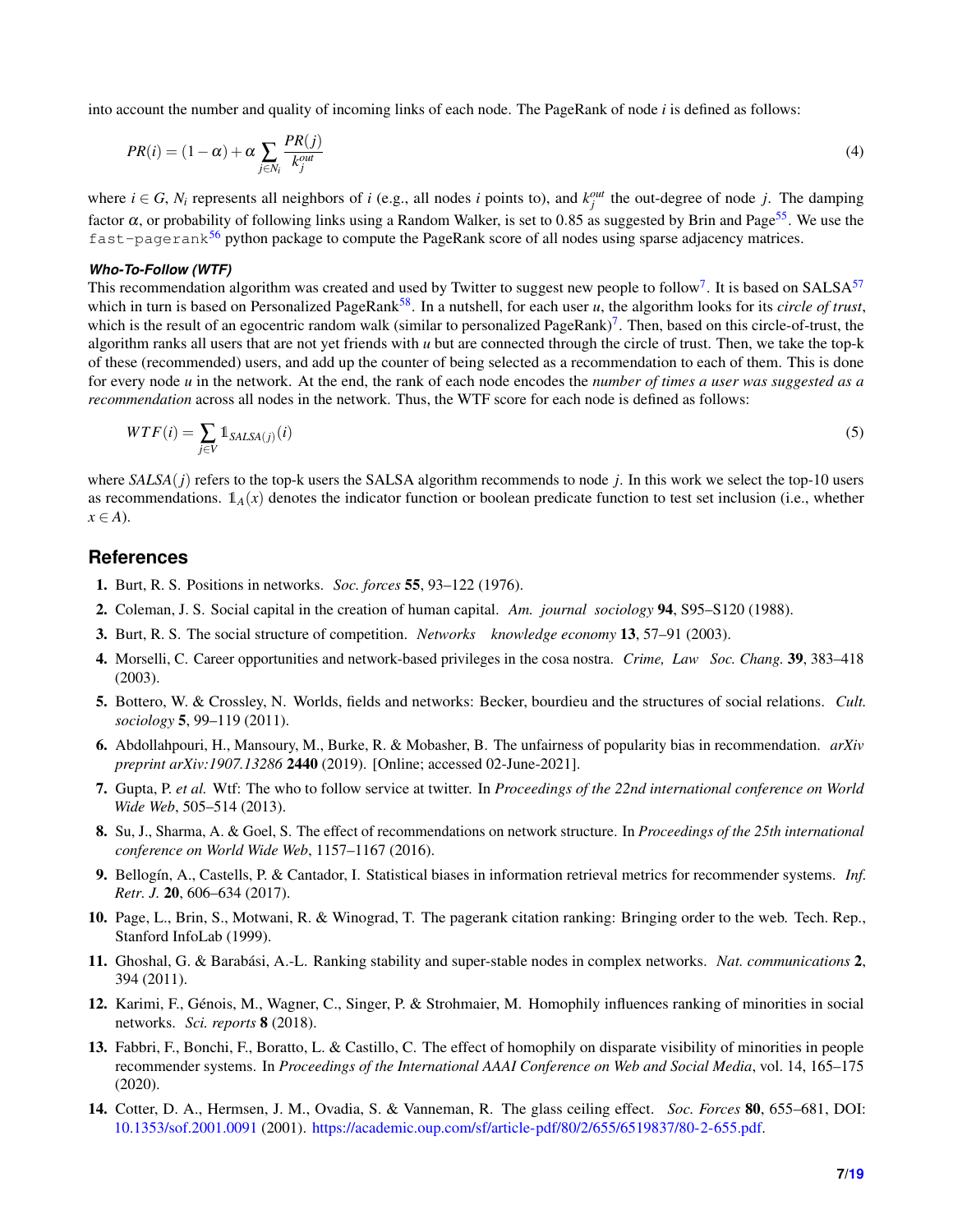into account the number and quality of incoming links of each node. The PageRank of node $i$ is defined as follows:

$$PR(i) = (1-\alpha) + \alpha \sum_{j \in N_i} \frac{PR(j)}{k_j^{out}} \tag{4}$$

where $i \in G$, $N_i$ represents all neighbors of $i$ (e.g., all nodes $i$ points to), and $k_j^{out}$ the out-degree of node $j$. The damping factor $\alpha$, or probability of following links using a Random Walker, is set to 0.85 as suggested by Brin and Page[55]. We use the `fast-pagerank`[56] python package to compute the PageRank score of all nodes using sparse adjacency matrices.

#### *Who-To-Follow (WTF)*

This recommendation algorithm was created and used by Twitter to suggest new people to follow[7]. It is based on SALSA[57] which in turn is based on Personalized PageRank[58]. In a nutshell, for each user $u$, the algorithm looks for its *circle of trust*, which is the result of an egocentric random walk (similar to personalized PageRank)[7]. Then, based on this circle-of-trust, the algorithm ranks all users that are not yet friends with $u$ but are connected through the circle of trust. Then, we take the top-k of these (recommended) users, and add up the counter of being selected as a recommendation to each of them. This is done for every node $u$ in the network. At the end, the rank of each node encodes the *number of times a user was suggested as a recommendation* across all nodes in the network. Thus, the WTF score for each node is defined as follows:

$$WTF(i) = \sum_{j \in V} \mathbb{1}_{SALSA(j)}(i) \tag{5}$$

where $SALSA(j)$ refers to the top-k users the SALSA algorithm recommends to node $j$. In this work we select the top-10 users as recommendations. $\mathbb{1}_A(x)$ denotes the indicator function or boolean predicate function to test set inclusion (i.e., whether $x \in A$).

## References

1. Burt, R. S. Positions in networks. *Soc. forces* **55**, 93–122 (1976).
2. Coleman, J. S. Social capital in the creation of human capital. *Am. journal sociology* **94**, S95–S120 (1988).
3. Burt, R. S. The social structure of competition. *Networks knowledge economy* **13**, 57–91 (2003).
4. Morselli, C. Career opportunities and network-based privileges in the cosa nostra. *Crime, Law Soc. Chang.* **39**, 383–418 (2003).
5. Bottero, W. & Crossley, N. Worlds, fields and networks: Becker, bourdieu and the structures of social relations. *Cult. sociology* **5**, 99–119 (2011).
6. Abdollahpouri, H., Mansoury, M., Burke, R. & Mobasher, B. The unfairness of popularity bias in recommendation. *arXiv preprint arXiv:1907.13286* **2440** (2019). [Online; accessed 02-June-2021].
7. Gupta, P. *et al.* Wtf: The who to follow service at twitter. In *Proceedings of the 22nd international conference on World Wide Web*, 505–514 (2013).
8. Su, J., Sharma, A. & Goel, S. The effect of recommendations on network structure. In *Proceedings of the 25th international conference on World Wide Web*, 1157–1167 (2016).
9. Bellogín, A., Castells, P. & Cantador, I. Statistical biases in information retrieval metrics for recommender systems. *Inf. Retr. J.* **20**, 606–634 (2017).
10. Page, L., Brin, S., Motwani, R. & Winograd, T. The pagerank citation ranking: Bringing order to the web. Tech. Rep., Stanford InfoLab (1999).
11. Ghoshal, G. & Barabási, A.-L. Ranking stability and super-stable nodes in complex networks. *Nat. communications* **2**, 394 (2011).
12. Karimi, F., Génois, M., Wagner, C., Singer, P. & Strohmaier, M. Homophily influences ranking of minorities in social networks. *Sci. reports* **8** (2018).
13. Fabbri, F., Bonchi, F., Boratto, L. & Castillo, C. The effect of homophily on disparate visibility of minorities in people recommender systems. In *Proceedings of the International AAAI Conference on Web and Social Media*, vol. 14, 165–175 (2020).
14. Cotter, D. A., Hermsen, J. M., Ovadia, S. & Vanneman, R. The glass ceiling effect. *Soc. Forces* **80**, 655–681, DOI: 10.1353/sof.2001.0091 (2001). https://academic.oup.com/sf/article-pdf/80/2/655/6519837/80-2-655.pdf.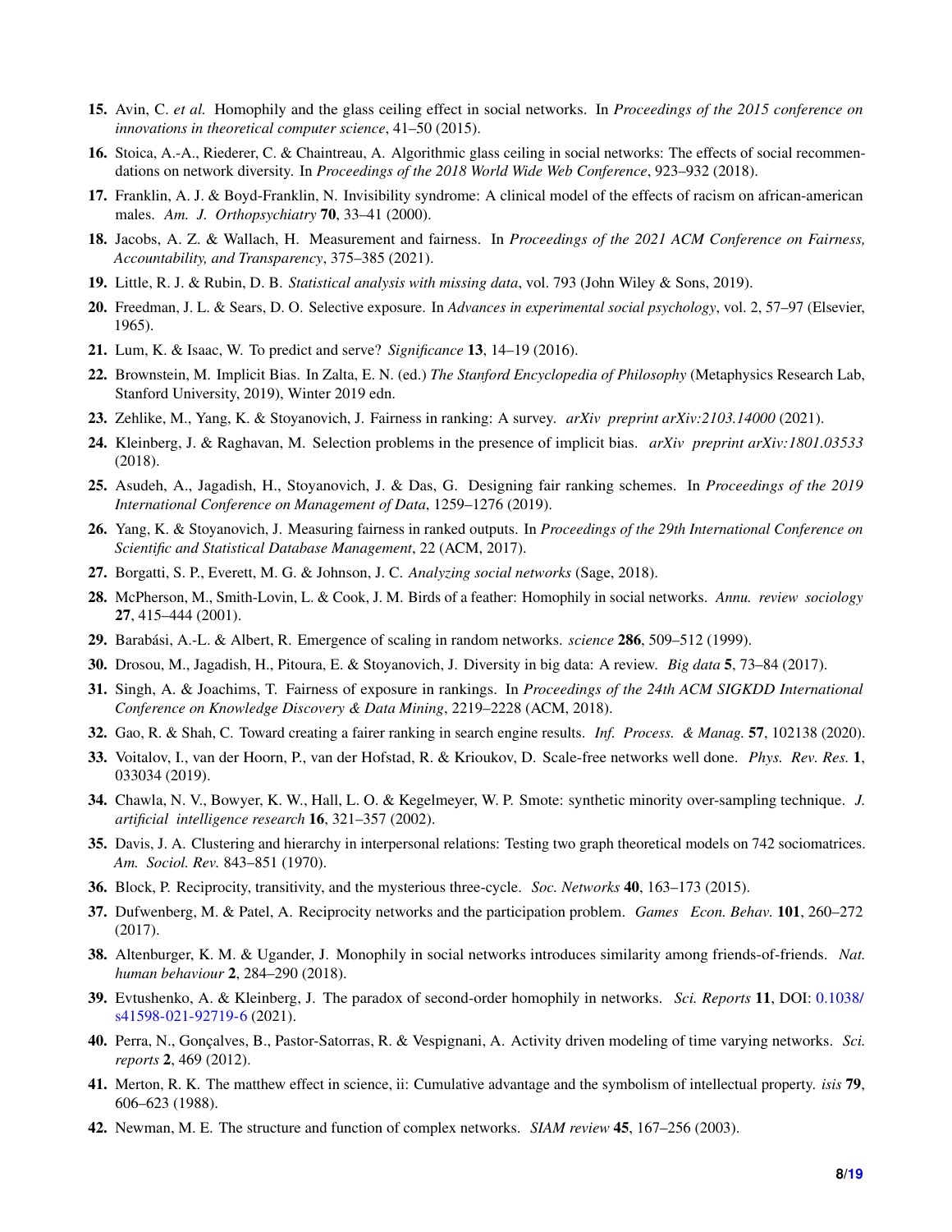15. Avin, C. *et al.* Homophily and the glass ceiling effect in social networks. In *Proceedings of the 2015 conference on innovations in theoretical computer science*, 41–50 (2015).
16. Stoica, A.-A., Riederer, C. & Chaintreau, A. Algorithmic glass ceiling in social networks: The effects of social recommendations on network diversity. In *Proceedings of the 2018 World Wide Web Conference*, 923–932 (2018).
17. Franklin, A. J. & Boyd-Franklin, N. Invisibility syndrome: A clinical model of the effects of racism on african-american males. *Am. J. Orthopsychiatry* **70**, 33–41 (2000).
18. Jacobs, A. Z. & Wallach, H. Measurement and fairness. In *Proceedings of the 2021 ACM Conference on Fairness, Accountability, and Transparency*, 375–385 (2021).
19. Little, R. J. & Rubin, D. B. *Statistical analysis with missing data*, vol. 793 (John Wiley & Sons, 2019).
20. Freedman, J. L. & Sears, D. O. Selective exposure. In *Advances in experimental social psychology*, vol. 2, 57–97 (Elsevier, 1965).
21. Lum, K. & Isaac, W. To predict and serve? *Significance* **13**, 14–19 (2016).
22. Brownstein, M. Implicit Bias. In Zalta, E. N. (ed.) *The Stanford Encyclopedia of Philosophy* (Metaphysics Research Lab, Stanford University, 2019), Winter 2019 edn.
23. Zehlike, M., Yang, K. & Stoyanovich, J. Fairness in ranking: A survey. *arXiv preprint arXiv:2103.14000* (2021).
24. Kleinberg, J. & Raghavan, M. Selection problems in the presence of implicit bias. *arXiv preprint arXiv:1801.03533* (2018).
25. Asudeh, A., Jagadish, H., Stoyanovich, J. & Das, G. Designing fair ranking schemes. In *Proceedings of the 2019 International Conference on Management of Data*, 1259–1276 (2019).
26. Yang, K. & Stoyanovich, J. Measuring fairness in ranked outputs. In *Proceedings of the 29th International Conference on Scientific and Statistical Database Management*, 22 (ACM, 2017).
27. Borgatti, S. P., Everett, M. G. & Johnson, J. C. *Analyzing social networks* (Sage, 2018).
28. McPherson, M., Smith-Lovin, L. & Cook, J. M. Birds of a feather: Homophily in social networks. *Annu. review sociology* **27**, 415–444 (2001).
29. Barabási, A.-L. & Albert, R. Emergence of scaling in random networks. *science* **286**, 509–512 (1999).
30. Drosou, M., Jagadish, H., Pitoura, E. & Stoyanovich, J. Diversity in big data: A review. *Big data* **5**, 73–84 (2017).
31. Singh, A. & Joachims, T. Fairness of exposure in rankings. In *Proceedings of the 24th ACM SIGKDD International Conference on Knowledge Discovery & Data Mining*, 2219–2228 (ACM, 2018).
32. Gao, R. & Shah, C. Toward creating a fairer ranking in search engine results. *Inf. Process. & Manag.* **57**, 102138 (2020).
33. Voitalov, I., van der Hoorn, P., van der Hofstad, R. & Krioukov, D. Scale-free networks well done. *Phys. Rev. Res.* **1**, 033034 (2019).
34. Chawla, N. V., Bowyer, K. W., Hall, L. O. & Kegelmeyer, W. P. Smote: synthetic minority over-sampling technique. *J. artificial intelligence research* **16**, 321–357 (2002).
35. Davis, J. A. Clustering and hierarchy in interpersonal relations: Testing two graph theoretical models on 742 sociomatrices. *Am. Sociol. Rev.* 843–851 (1970).
36. Block, P. Reciprocity, transitivity, and the mysterious three-cycle. *Soc. Networks* **40**, 163–173 (2015).
37. Dufwenberg, M. & Patel, A. Reciprocity networks and the participation problem. *Games Econ. Behav.* **101**, 260–272 (2017).
38. Altenburger, K. M. & Ugander, J. Monophily in social networks introduces similarity among friends-of-friends. *Nat. human behaviour* **2**, 284–290 (2018).
39. Evtushenko, A. & Kleinberg, J. The paradox of second-order homophily in networks. *Sci. Reports* **11**, DOI: 0.1038/s41598-021-92719-6 (2021).
40. Perra, N., Gonçalves, B., Pastor-Satorras, R. & Vespignani, A. Activity driven modeling of time varying networks. *Sci. reports* **2**, 469 (2012).
41. Merton, R. K. The matthew effect in science, ii: Cumulative advantage and the symbolism of intellectual property. *isis* **79**, 606–623 (1988).
42. Newman, M. E. The structure and function of complex networks. *SIAM review* **45**, 167–256 (2003).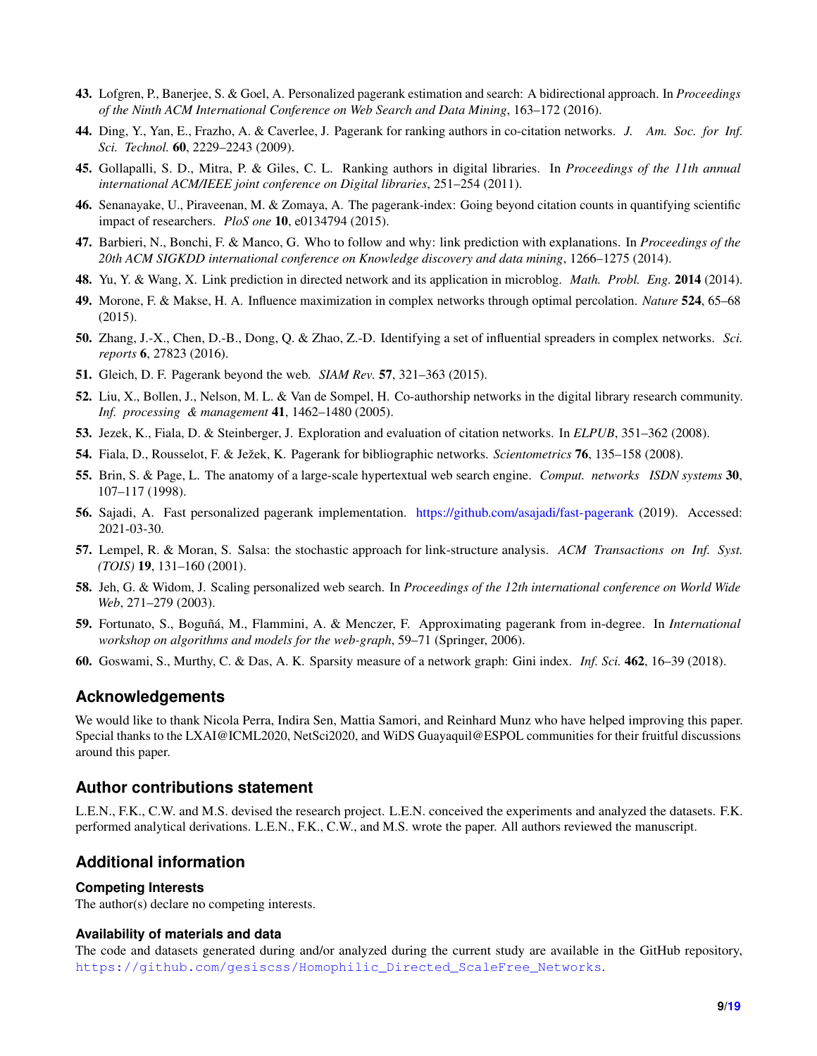43. Lofgren, P., Banerjee, S. & Goel, A. Personalized pagerank estimation and search: A bidirectional approach. In *Proceedings of the Ninth ACM International Conference on Web Search and Data Mining*, 163–172 (2016).
44. Ding, Y., Yan, E., Frazho, A. & Caverlee, J. Pagerank for ranking authors in co-citation networks. *J. Am. Soc. for Inf. Sci. Technol.* **60**, 2229–2243 (2009).
45. Gollapalli, S. D., Mitra, P. & Giles, C. L. Ranking authors in digital libraries. In *Proceedings of the 11th annual international ACM/IEEE joint conference on Digital libraries*, 251–254 (2011).
46. Senanayake, U., Piraveenan, M. & Zomaya, A. The pagerank-index: Going beyond citation counts in quantifying scientific impact of researchers. *PloS one* **10**, e0134794 (2015).
47. Barbieri, N., Bonchi, F. & Manco, G. Who to follow and why: link prediction with explanations. In *Proceedings of the 20th ACM SIGKDD international conference on Knowledge discovery and data mining*, 1266–1275 (2014).
48. Yu, Y. & Wang, X. Link prediction in directed network and its application in microblog. *Math. Probl. Eng.* **2014** (2014).
49. Morone, F. & Makse, H. A. Influence maximization in complex networks through optimal percolation. *Nature* **524**, 65–68 (2015).
50. Zhang, J.-X., Chen, D.-B., Dong, Q. & Zhao, Z.-D. Identifying a set of influential spreaders in complex networks. *Sci. reports* **6**, 27823 (2016).
51. Gleich, D. F. Pagerank beyond the web. *SIAM Rev.* **57**, 321–363 (2015).
52. Liu, X., Bollen, J., Nelson, M. L. & Van de Sompel, H. Co-authorship networks in the digital library research community. *Inf. processing & management* **41**, 1462–1480 (2005).
53. Jezek, K., Fiala, D. & Steinberger, J. Exploration and evaluation of citation networks. In *ELPUB*, 351–362 (2008).
54. Fiala, D., Rousselot, F. & Ježek, K. Pagerank for bibliographic networks. *Scientometrics* **76**, 135–158 (2008).
55. Brin, S. & Page, L. The anatomy of a large-scale hypertextual web search engine. *Comput. networks ISDN systems* **30**, 107–117 (1998).
56. Sajadi, A. Fast personalized pagerank implementation. https://github.com/asajadi/fast-pagerank (2019). Accessed: 2021-03-30.
57. Lempel, R. & Moran, S. Salsa: the stochastic approach for link-structure analysis. *ACM Transactions on Inf. Syst. (TOIS)* **19**, 131–160 (2001).
58. Jeh, G. & Widom, J. Scaling personalized web search. In *Proceedings of the 12th international conference on World Wide Web*, 271–279 (2003).
59. Fortunato, S., Boguñá, M., Flammini, A. & Menczer, F. Approximating pagerank from in-degree. In *International workshop on algorithms and models for the web-graph*, 59–71 (Springer, 2006).
60. Goswami, S., Murthy, C. & Das, A. K. Sparsity measure of a network graph: Gini index. *Inf. Sci.* **462**, 16–39 (2018).

## Acknowledgements

We would like to thank Nicola Perra, Indira Sen, Mattia Samori, and Reinhard Munz who have helped improving this paper. Special thanks to the LXAI@ICML2020, NetSci2020, and WiDS Guayaquil@ESPOL communities for their fruitful discussions around this paper.

## Author contributions statement

L.E.N., F.K., C.W. and M.S. devised the research project. L.E.N. conceived the experiments and analyzed the datasets. F.K. performed analytical derivations. L.E.N., F.K., C.W., and M.S. wrote the paper. All authors reviewed the manuscript.

## Additional information

### Competing Interests

The author(s) declare no competing interests.

### Availability of materials and data

The code and datasets generated during and/or analyzed during the current study are available in the GitHub repository, https://github.com/gesiscss/Homophilic_Directed_ScaleFree_Networks.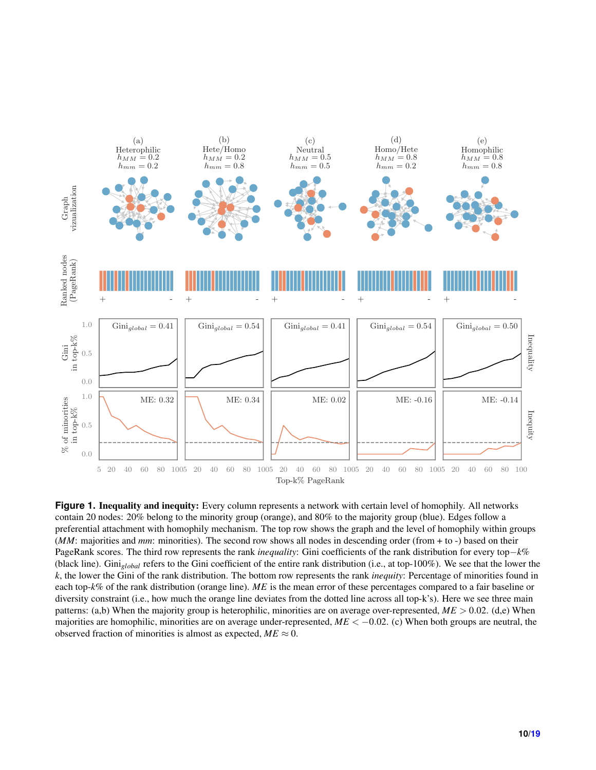**Figure 1. Inequality and inequity:** Every column represents a network with certain level of homophily. All networks contain 20 nodes: 20% belong to the minority group (orange), and 80% to the majority group (blue). Edges follow a preferential attachment with homophily mechanism. The top row shows the graph and the level of homophily within groups (*MM*: majorities and *mm*: minorities). The second row shows all nodes in descending order (from + to -) based on their PageRank scores. The third row represents the rank *inequality*: Gini coefficients of the rank distribution for every top$-k\%$ (black line). $\text{Gini}_{global}$ refers to the Gini coefficient of the entire rank distribution (i.e., at top-100%). We see that the lower the $k$, the lower the Gini of the rank distribution. The bottom row represents the rank *inequity*: Percentage of minorities found in each top-$k\%$ of the rank distribution (orange line). *ME* is the mean error of these percentages compared to a fair baseline or diversity constraint (i.e., how much the orange line deviates from the dotted line across all top-k's). Here we see three main patterns: (a,b) When the majority group is heterophilic, minorities are on average over-represented, $ME > 0.02$. (d,e) When majorities are homophilic, minorities are on average under-represented, $ME < -0.02$. (c) When both groups are neutral, the observed fraction of minorities is almost as expected, $ME \approx 0$.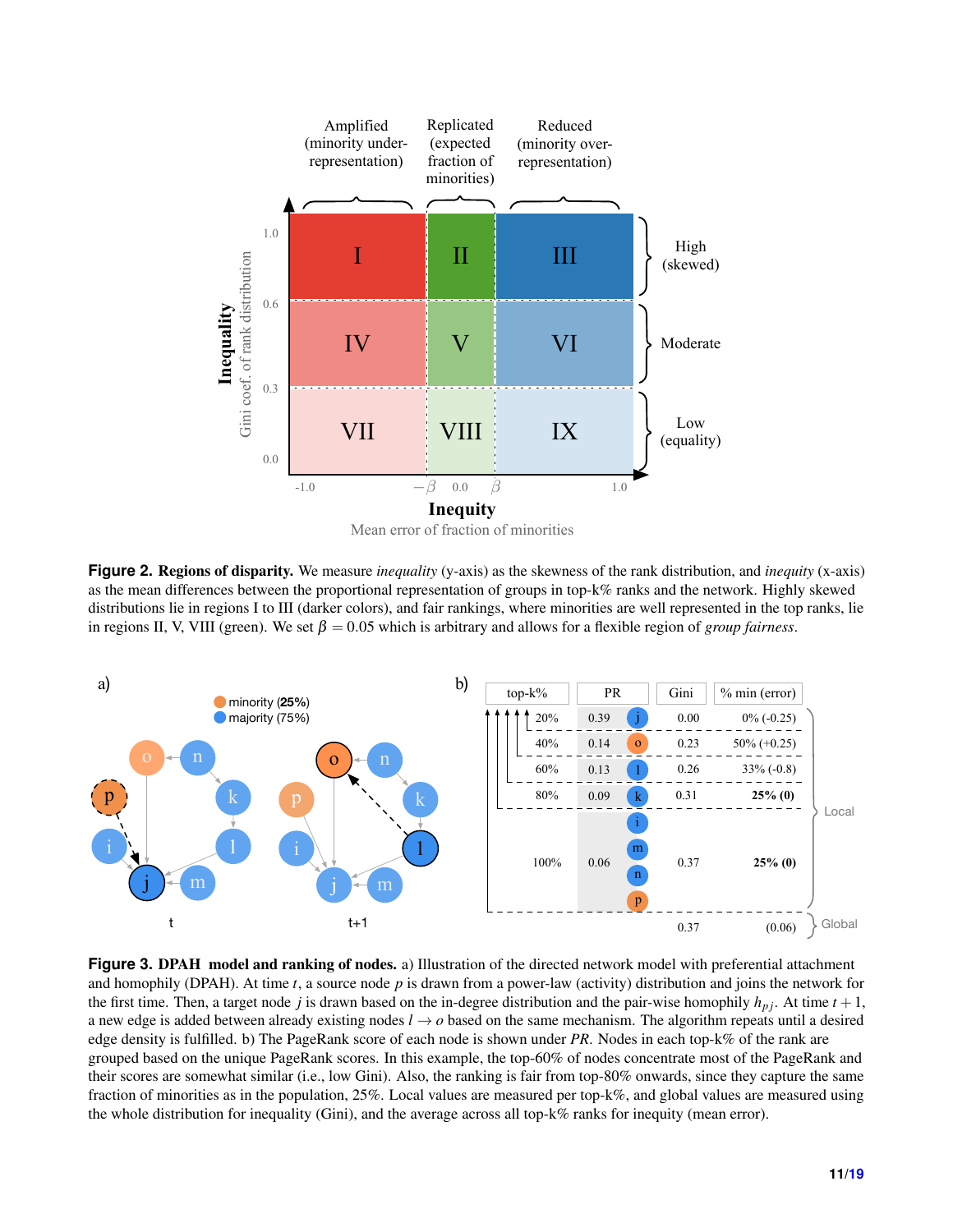**Figure 2. Regions of disparity.** We measure *inequality* (y-axis) as the skewness of the rank distribution, and *inequity* (x-axis) as the mean differences between the proportional representation of groups in top-k% ranks and the network. Highly skewed distributions lie in regions I to III (darker colors), and fair rankings, where minorities are well represented in the top ranks, lie in regions II, V, VIII (green). We set $\beta = 0.05$ which is arbitrary and allows for a flexible region of *group fairness*.

**Figure 3. DPAH model and ranking of nodes.** a) Illustration of the directed network model with preferential attachment and homophily (DPAH). At time $t$, a source node $p$ is drawn from a power-law (activity) distribution and joins the network for the first time. Then, a target node $j$ is drawn based on the in-degree distribution and the pair-wise homophily $h_{pj}$. At time $t+1$, a new edge is added between already existing nodes $l \rightarrow o$ based on the same mechanism. The algorithm repeats until a desired edge density is fulfilled. b) The PageRank score of each node is shown under *PR*. Nodes in each top-k% of the rank are grouped based on the unique PageRank scores. In this example, the top-60% of nodes concentrate most of the PageRank and their scores are somewhat similar (i.e., low Gini). Also, the ranking is fair from top-80% onwards, since they capture the same fraction of minorities as in the population, 25%. Local values are measured per top-k%, and global values are measured using the whole distribution for inequality (Gini), and the average across all top-k% ranks for inequity (mean error).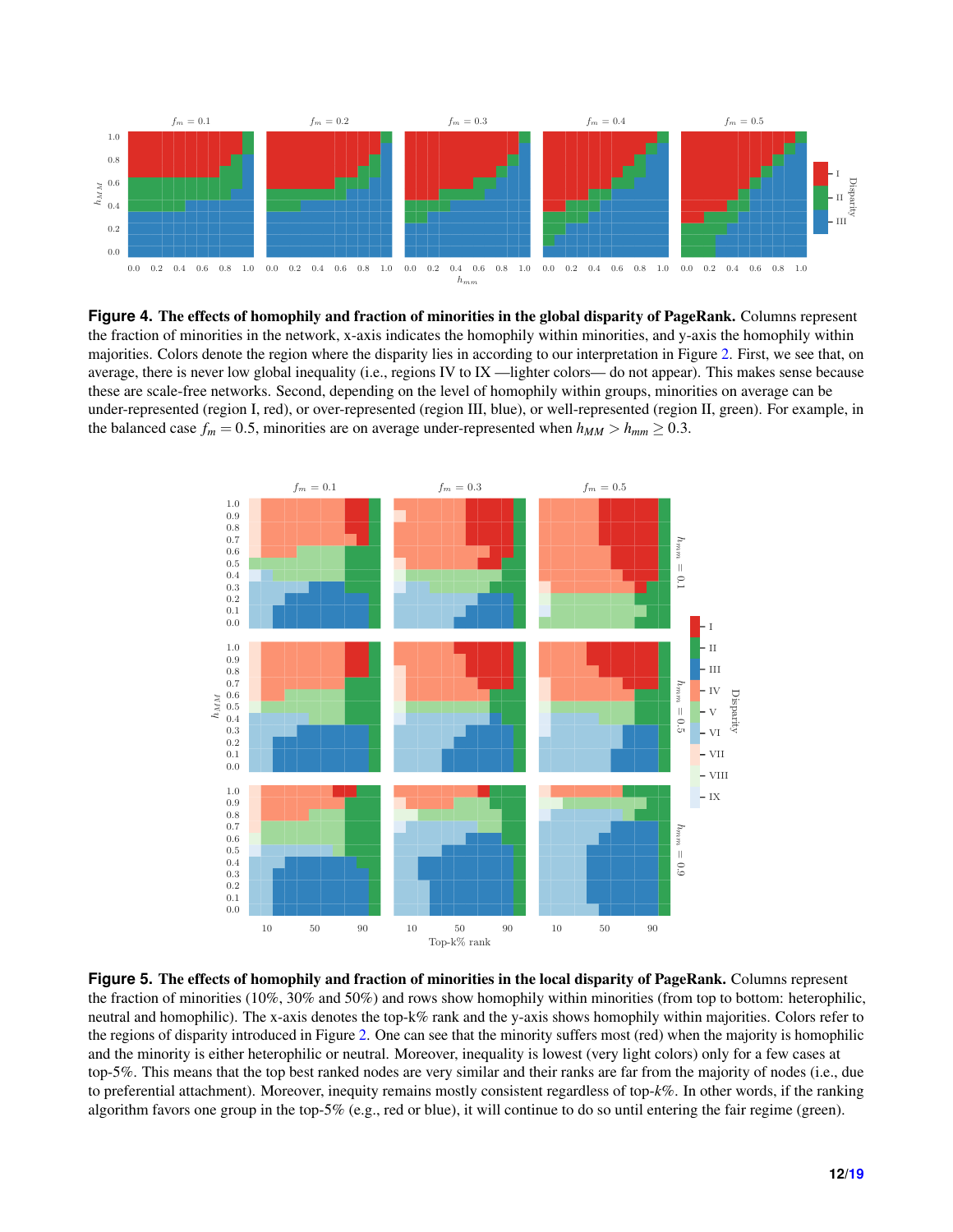**Figure 4. The effects of homophily and fraction of minorities in the global disparity of PageRank.** Columns represent the fraction of minorities in the network, x-axis indicates the homophily within minorities, and y-axis the homophily within majorities. Colors denote the region where the disparity lies in according to our interpretation in Figure 2. First, we see that, on average, there is never low global inequality (i.e., regions IV to IX —lighter colors— do not appear). This makes sense because these are scale-free networks. Second, depending on the level of homophily within groups, minorities on average can be under-represented (region I, red), or over-represented (region III, blue), or well-represented (region II, green). For example, in the balanced case $f_m = 0.5$, minorities are on average under-represented when $h_{MM} > h_{mm} \geq 0.3$.

**Figure 5. The effects of homophily and fraction of minorities in the local disparity of PageRank.** Columns represent the fraction of minorities (10%, 30% and 50%) and rows show homophily within minorities (from top to bottom: heterophilic, neutral and homophilic). The x-axis denotes the top-k% rank and the y-axis shows homophily within majorities. Colors refer to the regions of disparity introduced in Figure 2. One can see that the minority suffers most (red) when the majority is homophilic and the minority is either heterophilic or neutral. Moreover, inequality is lowest (very light colors) only for a few cases at top-5%. This means that the top best ranked nodes are very similar and their ranks are far from the majority of nodes (i.e., due to preferential attachment). Moreover, inequity remains mostly consistent regardless of top-$k$%. In other words, if the ranking algorithm favors one group in the top-5% (e.g., red or blue), it will continue to do so until entering the fair regime (green).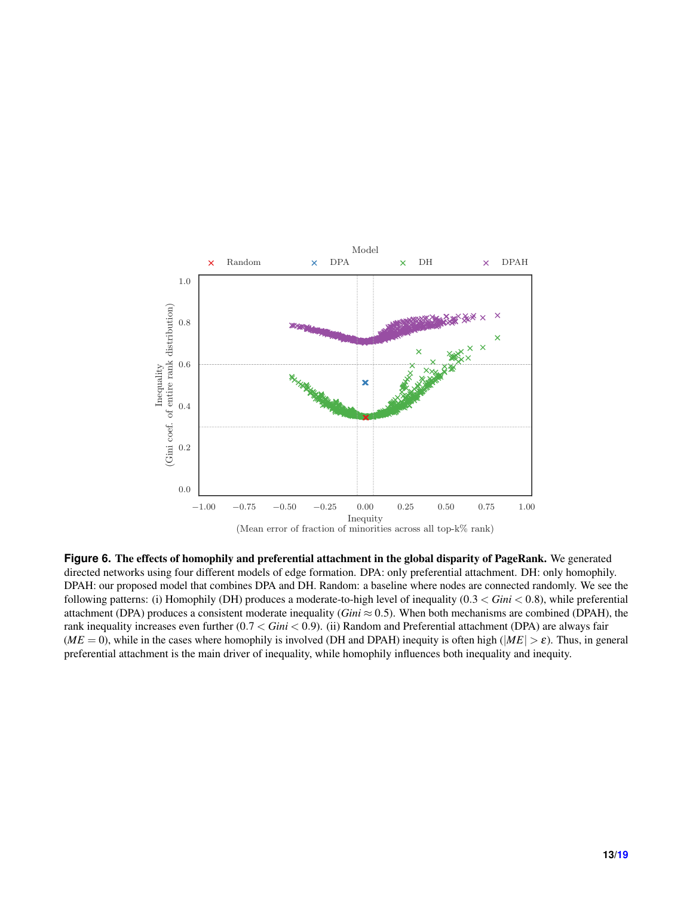**Figure 6. The effects of homophily and preferential attachment in the global disparity of PageRank.** We generated directed networks using four different models of edge formation. DPA: only preferential attachment. DH: only homophily. DPAH: our proposed model that combines DPA and DH. Random: a baseline where nodes are connected randomly. We see the following patterns: (i) Homophily (DH) produces a moderate-to-high level of inequality ($0.3 < Gini < 0.8$), while preferential attachment (DPA) produces a consistent moderate inequality ($Gini \approx 0.5$). When both mechanisms are combined (DPAH), the rank inequality increases even further ($0.7 < Gini < 0.9$). (ii) Random and Preferential attachment (DPA) are always fair ($ME = 0$), while in the cases where homophily is involved (DH and DPAH) inequity is often high ($|ME| > \varepsilon$). Thus, in general preferential attachment is the main driver of inequality, while homophily influences both inequality and inequity.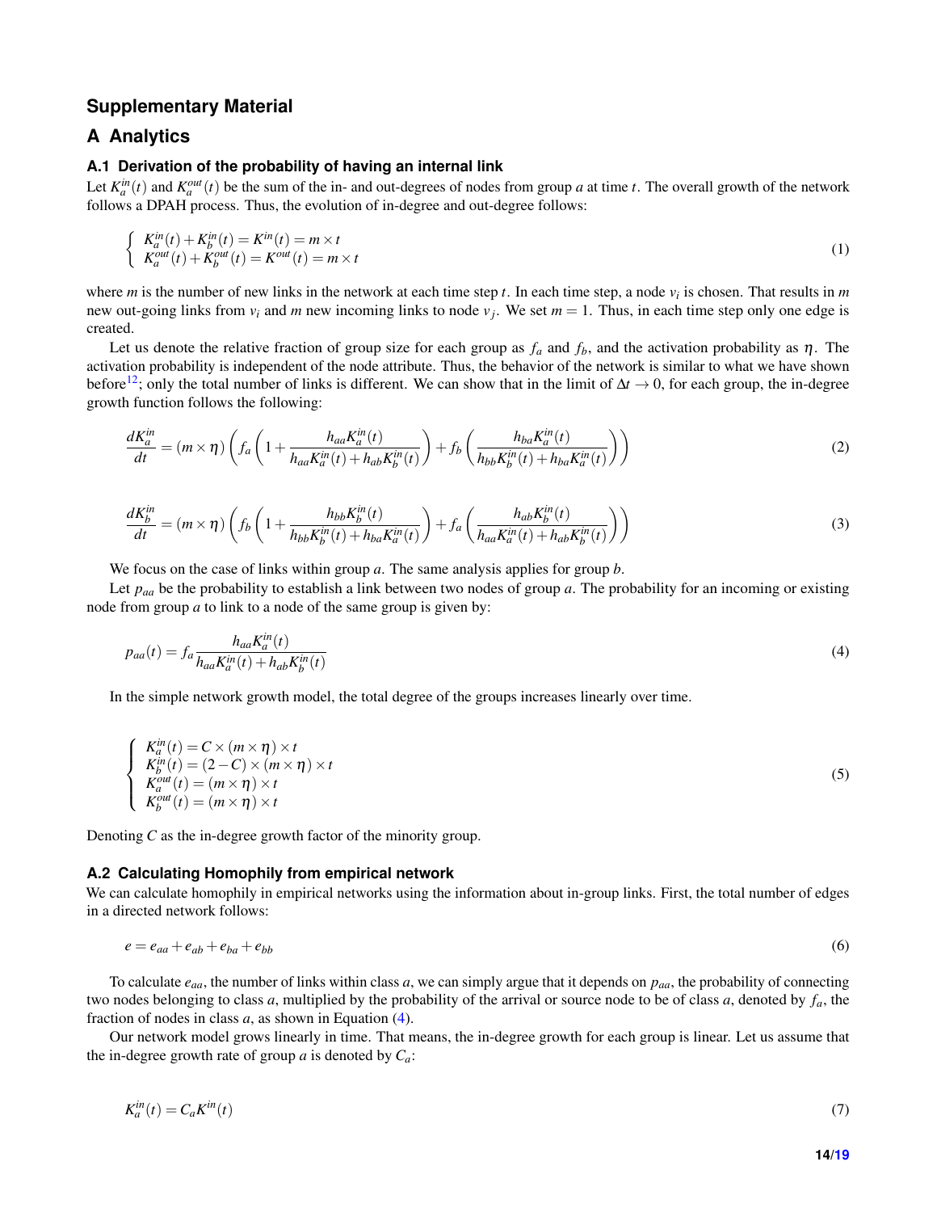## Supplementary Material

# A Analytics

### A.1 Derivation of the probability of having an internal link

Let $K_a^{in}(t)$ and $K_a^{out}(t)$ be the sum of the in- and out-degrees of nodes from group $a$ at time $t$. The overall growth of the network follows a DPAH process. Thus, the evolution of in-degree and out-degree follows:

$$
\begin{cases} K_a^{in}(t) + K_b^{in}(t) = K^{in}(t) = m \times t \\ K_a^{out}(t) + K_b^{out}(t) = K^{out}(t) = m \times t \end{cases} \tag{1}
$$

where $m$ is the number of new links in the network at each time step $t$. In each time step, a node $v_i$ is chosen. That results in $m$ new out-going links from $v_i$ and $m$ new incoming links to node $v_j$. We set $m = 1$. Thus, in each time step only one edge is created.

Let us denote the relative fraction of group size for each group as $f_a$ and $f_b$, and the activation probability as $\eta$. The activation probability is independent of the node attribute. Thus, the behavior of the network is similar to what we have shown before[12]; only the total number of links is different. We can show that in the limit of $\Delta t \to 0$, for each group, the in-degree growth function follows the following:

$$
\frac{dK_a^{in}}{dt} = (m \times \eta)\left(f_a\left(1 + \frac{h_{aa}K_a^{in}(t)}{h_{aa}K_a^{in}(t) + h_{ab}K_b^{in}(t)}\right) + f_b\left(\frac{h_{ba}K_a^{in}(t)}{h_{bb}K_b^{in}(t) + h_{ba}K_a^{in}(t)}\right)\right) \tag{2}
$$

$$
\frac{dK_b^{in}}{dt} = (m \times \eta)\left(f_b\left(1 + \frac{h_{bb}K_b^{in}(t)}{h_{bb}K_b^{in}(t) + h_{ba}K_a^{in}(t)}\right) + f_a\left(\frac{h_{ab}K_b^{in}(t)}{h_{aa}K_a^{in}(t) + h_{ab}K_b^{in}(t)}\right)\right) \tag{3}
$$

We focus on the case of links within group $a$. The same analysis applies for group $b$.

Let $p_{aa}$ be the probability to establish a link between two nodes of group $a$. The probability for an incoming or existing node from group $a$ to link to a node of the same group is given by:

$$
p_{aa}(t) = f_a \frac{h_{aa}K_a^{in}(t)}{h_{aa}K_a^{in}(t) + h_{ab}K_b^{in}(t)} \tag{4}
$$

In the simple network growth model, the total degree of the groups increases linearly over time.

$$
\begin{cases} K_a^{in}(t) = C \times (m \times \eta) \times t \\ K_b^{in}(t) = (2 - C) \times (m \times \eta) \times t \\ K_a^{out}(t) = (m \times \eta) \times t \\ K_b^{out}(t) = (m \times \eta) \times t \end{cases} \tag{5}
$$

Denoting $C$ as the in-degree growth factor of the minority group.

### A.2 Calculating Homophily from empirical network

We can calculate homophily in empirical networks using the information about in-group links. First, the total number of edges in a directed network follows:

$$
e = e_{aa} + e_{ab} + e_{ba} + e_{bb} \tag{6}
$$

To calculate $e_{aa}$, the number of links within class $a$, we can simply argue that it depends on $p_{aa}$, the probability of connecting two nodes belonging to class $a$, multiplied by the probability of the arrival or source node to be of class $a$, denoted by $f_a$, the fraction of nodes in class $a$, as shown in Equation (4).

Our network model grows linearly in time. That means, the in-degree growth for each group is linear. Let us assume that the in-degree growth rate of group $a$ is denoted by $C_a$:

$$
K_a^{in}(t) = C_a K^{in}(t) \tag{7}
$$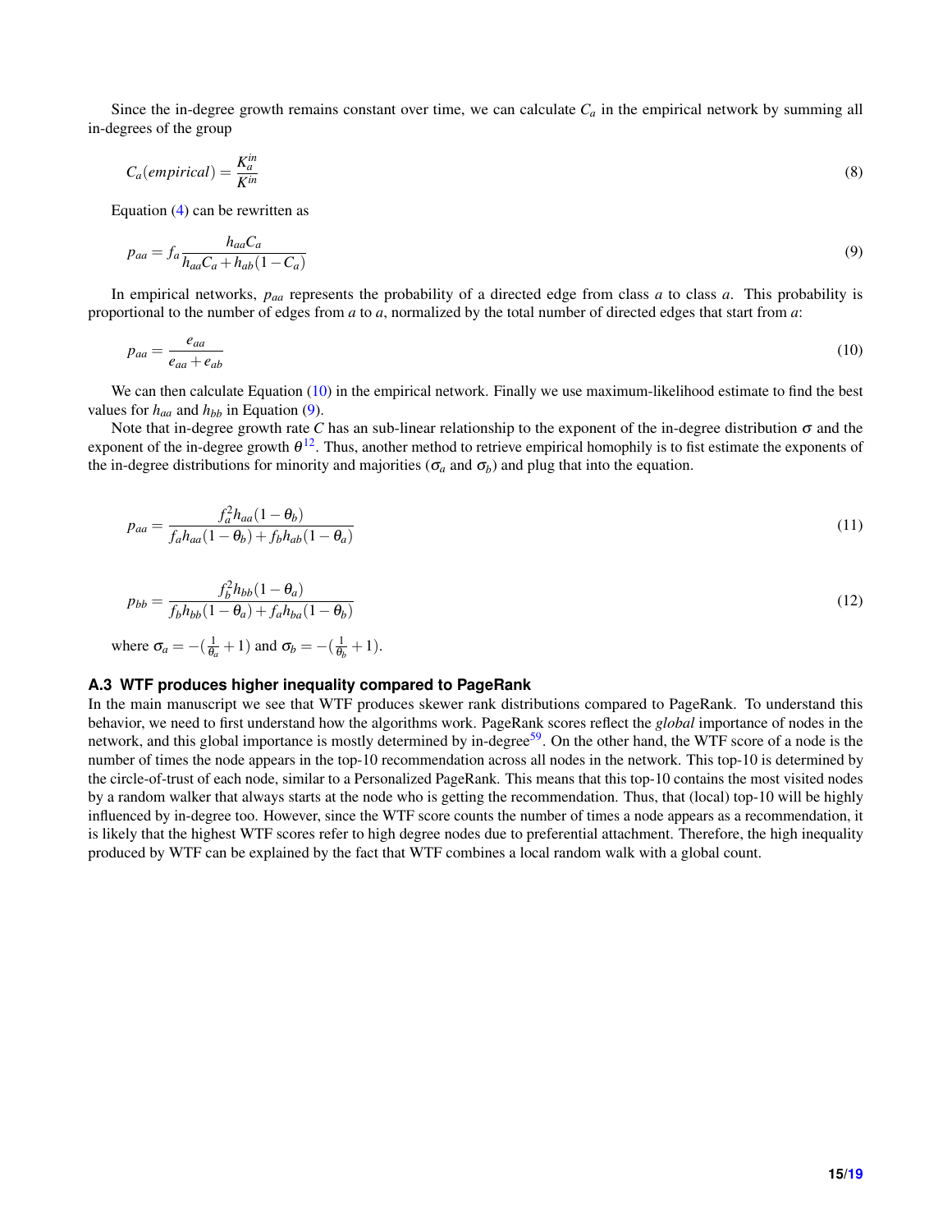Since the in-degree growth remains constant over time, we can calculate $C_a$ in the empirical network by summing all in-degrees of the group

$$C_a(empirical) = \frac{K_a^{in}}{K^{in}} \tag{8}$$

Equation (4) can be rewritten as

$$p_{aa} = f_a \frac{h_{aa}C_a}{h_{aa}C_a + h_{ab}(1-C_a)} \tag{9}$$

In empirical networks, $p_{aa}$ represents the probability of a directed edge from class $a$ to class $a$. This probability is proportional to the number of edges from $a$ to $a$, normalized by the total number of directed edges that start from $a$:

$$p_{aa} = \frac{e_{aa}}{e_{aa} + e_{ab}} \tag{10}$$

We can then calculate Equation (10) in the empirical network. Finally we use maximum-likelihood estimate to find the best values for $h_{aa}$ and $h_{bb}$ in Equation (9).

Note that in-degree growth rate $C$ has an sub-linear relationship to the exponent of the in-degree distribution $\sigma$ and the exponent of the in-degree growth $\theta$[12]. Thus, another method to retrieve empirical homophily is to fist estimate the exponents of the in-degree distributions for minority and majorities ($\sigma_a$ and $\sigma_b$) and plug that into the equation.

$$p_{aa} = \frac{f_a^2 h_{aa}(1-\theta_b)}{f_a h_{aa}(1-\theta_b) + f_b h_{ab}(1-\theta_a)} \tag{11}$$

$$p_{bb} = \frac{f_b^2 h_{bb}(1-\theta_a)}{f_b h_{bb}(1-\theta_a) + f_a h_{ba}(1-\theta_b)} \tag{12}$$

where $\sigma_a = -(\frac{1}{\theta_a} + 1)$ and $\sigma_b = -(\frac{1}{\theta_b} + 1)$.

### A.3 WTF produces higher inequality compared to PageRank

In the main manuscript we see that WTF produces skewer rank distributions compared to PageRank. To understand this behavior, we need to first understand how the algorithms work. PageRank scores reflect the *global* importance of nodes in the network, and this global importance is mostly determined by in-degree[59]. On the other hand, the WTF score of a node is the number of times the node appears in the top-10 recommendation across all nodes in the network. This top-10 is determined by the circle-of-trust of each node, similar to a Personalized PageRank. This means that this top-10 contains the most visited nodes by a random walker that always starts at the node who is getting the recommendation. Thus, that (local) top-10 will be highly influenced by in-degree too. However, since the WTF score counts the number of times a node appears as a recommendation, it is likely that the highest WTF scores refer to high degree nodes due to preferential attachment. Therefore, the high inequality produced by WTF can be explained by the fact that WTF combines a local random walk with a global count.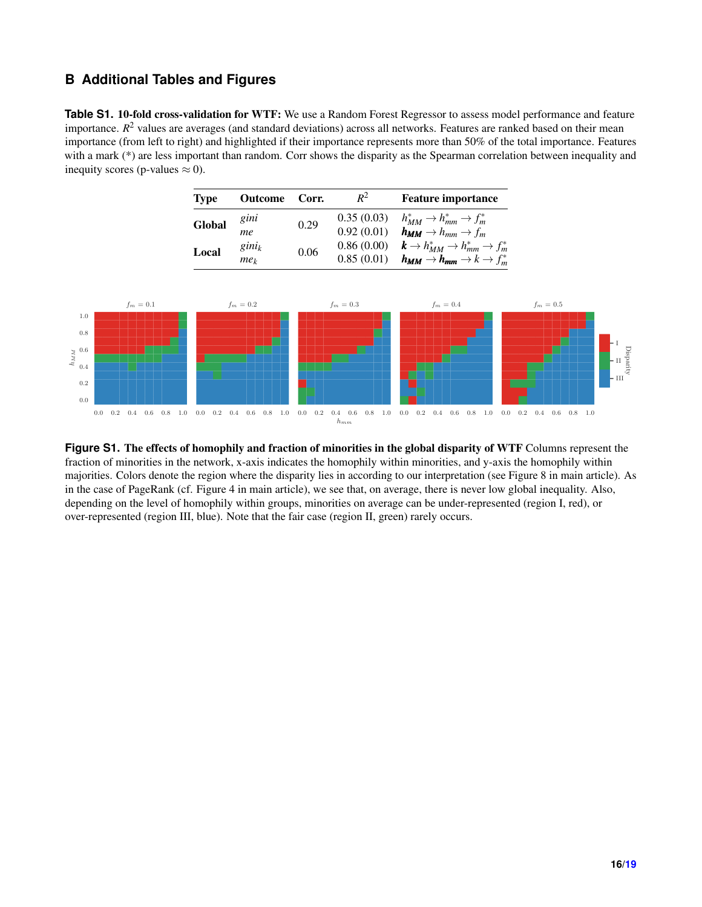## B Additional Tables and Figures

**Table S1. 10-fold cross-validation for WTF:** We use a Random Forest Regressor to assess model performance and feature importance. $R^2$ values are averages (and standard deviations) across all networks. Features are ranked based on their mean importance (from left to right) and highlighted if their importance represents more than 50% of the total importance. Features with a mark (*) are less important than random. Corr shows the disparity as the Spearman correlation between inequality and inequity scores (p-values $\approx 0$).

| Type | Outcome | Corr. | $R^2$ | Feature importance |
|---|---|---|---|---|
| **Global** | *gini* | 0.29 | 0.35 (0.03) | $h^*_{MM} \rightarrow h^*_{mm} \rightarrow f^*_m$ |
| | *me* | | 0.92 (0.01) | $\boldsymbol{h_{MM}} \rightarrow h_{mm} \rightarrow f_m$ |
| **Local** | $gini_k$ | 0.06 | 0.86 (0.00) | $\boldsymbol{k} \rightarrow h^*_{MM} \rightarrow h^*_{mm} \rightarrow f^*_m$ |
| | $me_k$ | | 0.85 (0.01) | $\boldsymbol{h_{MM}} \rightarrow \boldsymbol{h_{mm}} \rightarrow k \rightarrow f^*_m$ |

**Figure S1. The effects of homophily and fraction of minorities in the global disparity of WTF** Columns represent the fraction of minorities in the network, x-axis indicates the homophily within minorities, and y-axis the homophily within majorities. Colors denote the region where the disparity lies in according to our interpretation (see Figure 8 in main article). As in the case of PageRank (cf. Figure 4 in main article), we see that, on average, there is never low global inequality. Also, depending on the level of homophily within groups, minorities on average can be under-represented (region I, red), or over-represented (region III, blue). Note that the fair case (region II, green) rarely occurs.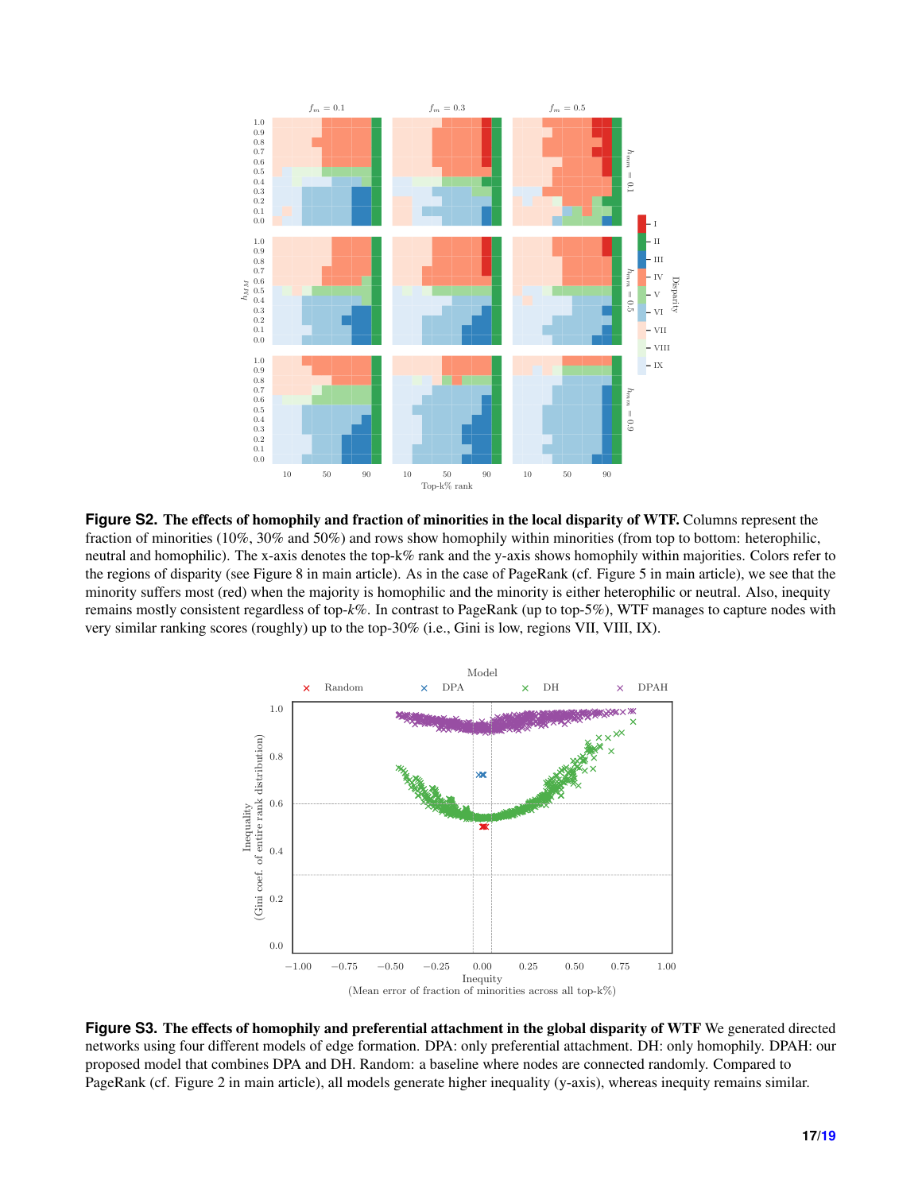**Figure S2. The effects of homophily and fraction of minorities in the local disparity of WTF.** Columns represent the fraction of minorities (10%, 30% and 50%) and rows show homophily within minorities (from top to bottom: heterophilic, neutral and homophilic). The x-axis denotes the top-k% rank and the y-axis shows homophily within majorities. Colors refer to the regions of disparity (see Figure 8 in main article). As in the case of PageRank (cf. Figure 5 in main article), we see that the minority suffers most (red) when the majority is homophilic and the minority is either heterophilic or neutral. Also, inequity remains mostly consistent regardless of top-*k*%. In contrast to PageRank (up to top-5%), WTF manages to capture nodes with very similar ranking scores (roughly) up to the top-30% (i.e., Gini is low, regions VII, VIII, IX).

**Figure S3. The effects of homophily and preferential attachment in the global disparity of WTF** We generated directed networks using four different models of edge formation. DPA: only preferential attachment. DH: only homophily. DPAH: our proposed model that combines DPA and DH. Random: a baseline where nodes are connected randomly. Compared to PageRank (cf. Figure 2 in main article), all models generate higher inequality (y-axis), whereas inequity remains similar.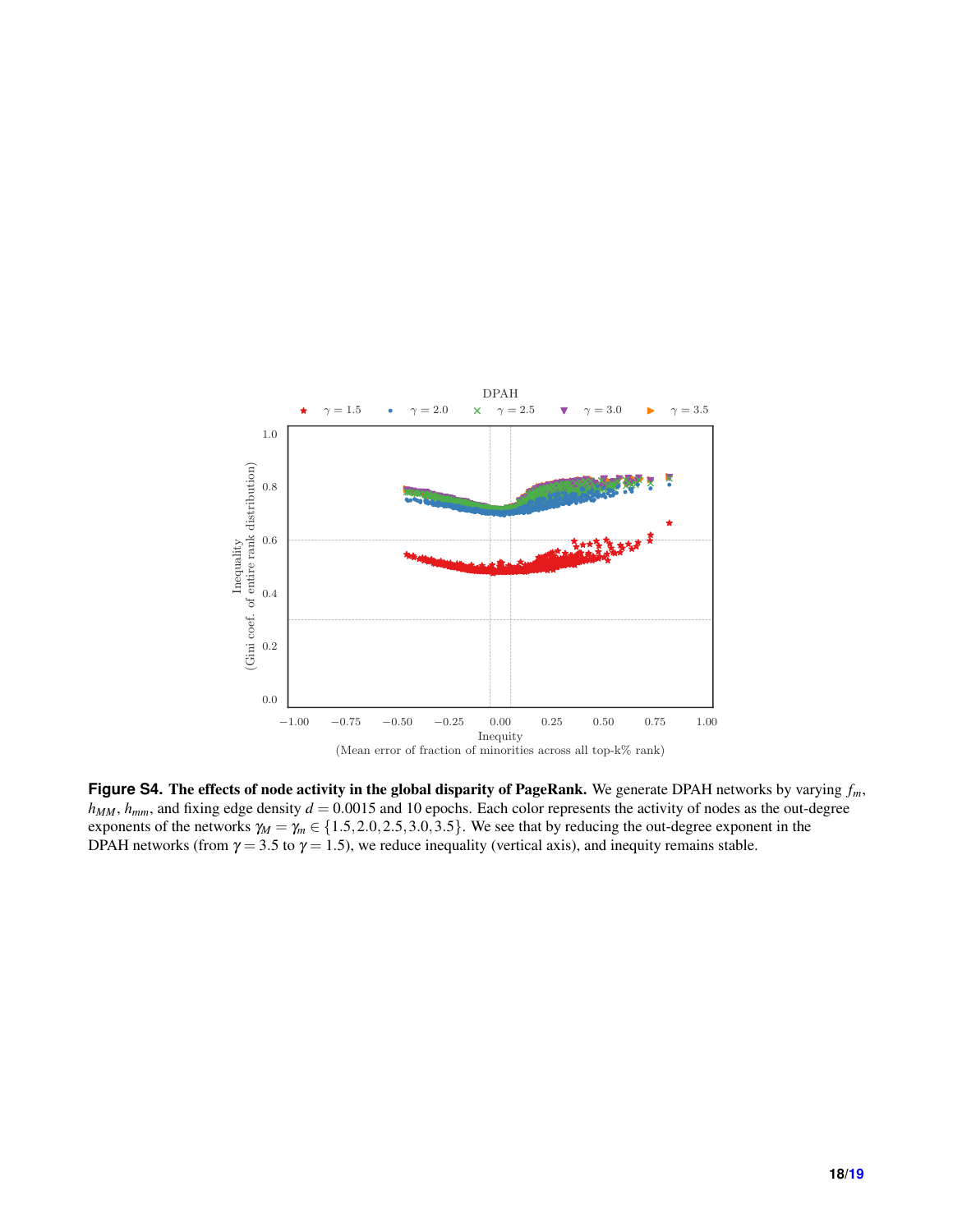**Figure S4. The effects of node activity in the global disparity of PageRank.** We generate DPAH networks by varying $f_m$, $h_{MM}$, $h_{mm}$, and fixing edge density $d = 0.0015$ and 10 epochs. Each color represents the activity of nodes as the out-degree exponents of the networks $\gamma_M = \gamma_m \in \{1.5, 2.0, 2.5, 3.0, 3.5\}$. We see that by reducing the out-degree exponent in the DPAH networks (from $\gamma = 3.5$ to $\gamma = 1.5$), we reduce inequality (vertical axis), and inequity remains stable.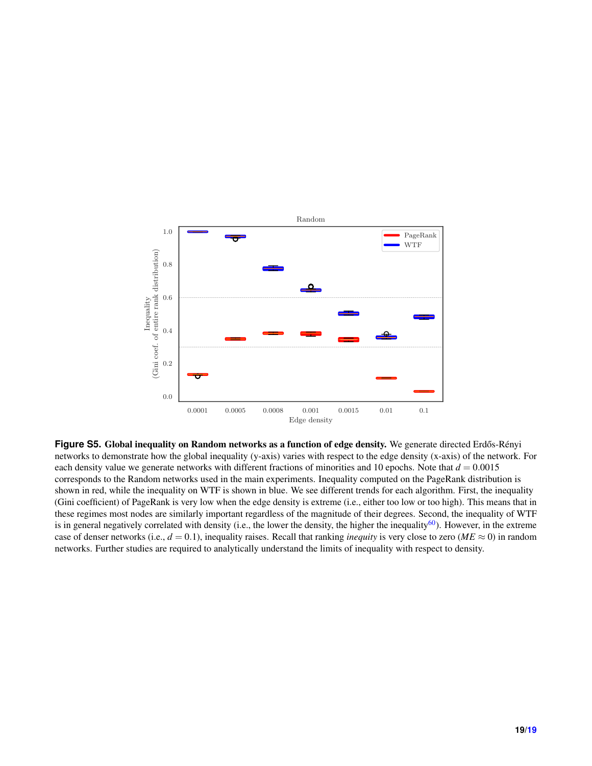Random

1.0

0.8

0.6

0.4

0.2

0.0

Inequality
(Gini coef. of entire rank distribution)

PageRank
WTF

0.0001
0.0005
0.0008
0.001
0.0015
0.01
0.1

Edge density

**Figure S5. Global inequality on Random networks as a function of edge density.** We generate directed Erdős-Rényi networks to demonstrate how the global inequality (y-axis) varies with respect to the edge density (x-axis) of the network. For each density value we generate networks with different fractions of minorities and 10 epochs. Note that $d = 0.0015$ corresponds to the Random networks used in the main experiments. Inequality computed on the PageRank distribution is shown in red, while the inequality on WTF is shown in blue. We see different trends for each algorithm. First, the inequality (Gini coefficient) of PageRank is very low when the edge density is extreme (i.e., either too low or too high). This means that in these regimes most nodes are similarly important regardless of the magnitude of their degrees. Second, the inequality of WTF is in general negatively correlated with density (i.e., the lower the density, the higher the inequality[60]). However, in the extreme case of denser networks (i.e., $d = 0.1$), inequality raises. Recall that ranking *inequity* is very close to zero ($ME \approx 0$) in random networks. Further studies are required to analytically understand the limits of inequality with respect to density.